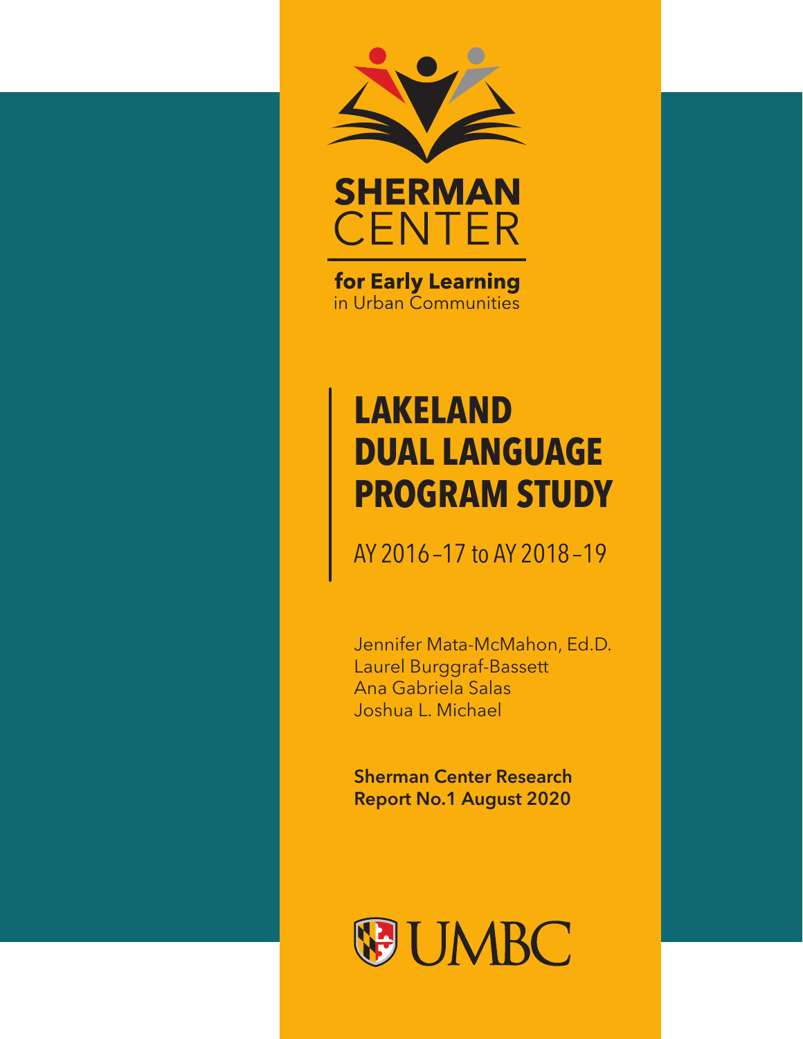SHERMAN CENTER

for Early Learning in Urban Communities

# LAKELAND DUAL LANGUAGE PROGRAM STUDY

AY 2016–17 to AY 2018–19

Jennifer Mata-McMahon, Ed.D.
Laurel Burggraf-Bassett
Ana Gabriela Salas
Joshua L. Michael

**Sherman Center Research Report No.1 August 2020**

UMBC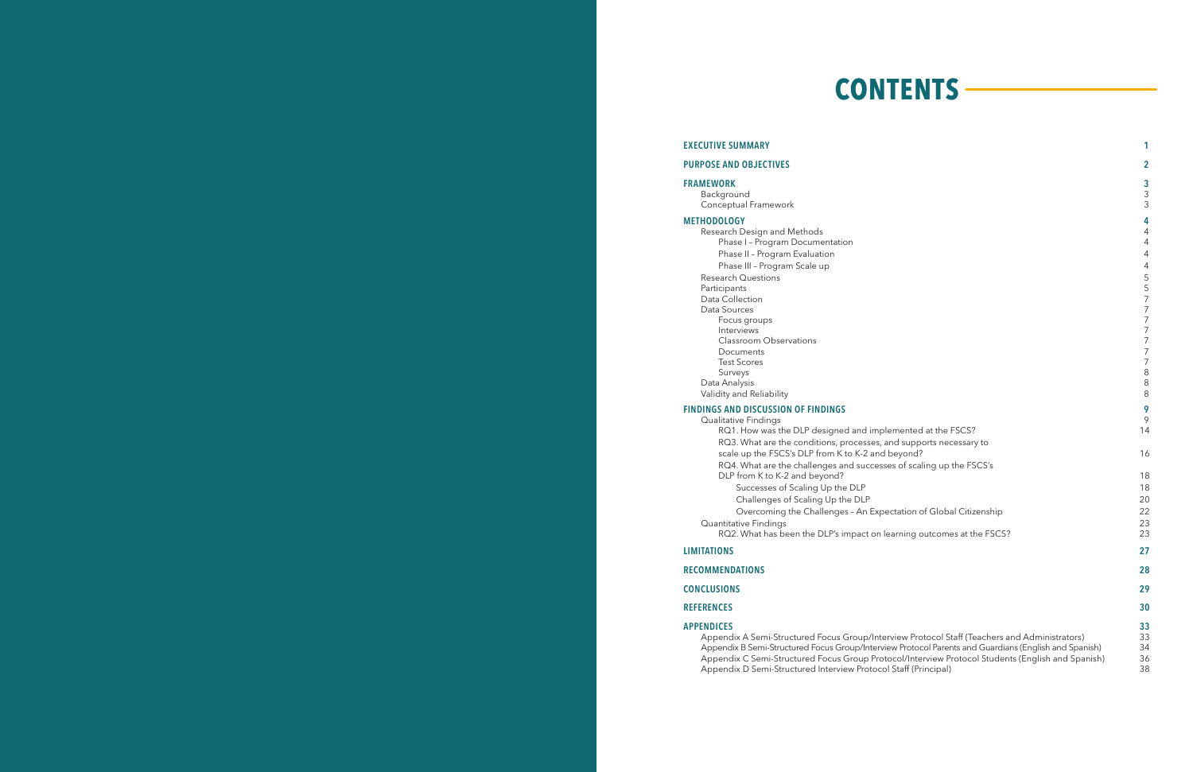# CONTENTS

| | |
|---|---|
| **EXECUTIVE SUMMARY** | **1** |
| **PURPOSE AND OBJECTIVES** | **2** |
| **FRAMEWORK** | **3** |
| Background | 3 |
| Conceptual Framework | 3 |
| **METHODOLOGY** | **4** |
| Research Design and Methods | 4 |
| Phase I – Program Documentation | 4 |
| Phase II – Program Evaluation | 4 |
| Phase III – Program Scale up | 4 |
| Research Questions | 5 |
| Participants | 5 |
| Data Collection | 7 |
| Data Sources | 7 |
| Focus groups | 7 |
| Interviews | 7 |
| Classroom Observations | 7 |
| Documents | 7 |
| Test Scores | 7 |
| Surveys | 8 |
| Data Analysis | 8 |
| Validity and Reliability | 8 |
| **FINDINGS AND DISCUSSION OF FINDINGS** | **9** |
| Qualitative Findings | 9 |
| RQ1. How was the DLP designed and implemented at the FSCS? | 14 |
| RQ3. What are the conditions, processes, and supports necessary to scale up the FSCS's DLP from K to K-2 and beyond? | 16 |
| RQ4. What are the challenges and successes of scaling up the FSCS's DLP from K to K-2 and beyond? | 18 |
| Successes of Scaling Up the DLP | 18 |
| Challenges of Scaling Up the DLP | 20 |
| Overcoming the Challenges – An Expectation of Global Citizenship | 22 |
| Quantitative Findings | 23 |
| RQ2. What has been the DLP's impact on learning outcomes at the FSCS? | 23 |
| **LIMITATIONS** | **27** |
| **RECOMMENDATIONS** | **28** |
| **CONCLUSIONS** | **29** |
| **REFERENCES** | **30** |
| **APPENDICES** | **33** |
| Appendix A Semi-Structured Focus Group/Interview Protocol Staff (Teachers and Administrators) | 33 |
| Appendix B Semi-Structured Focus Group/Interview Protocol Parents and Guardians (English and Spanish) | 34 |
| Appendix C Semi-Structured Focus Group Protocol/Interview Protocol Students (English and Spanish) | 36 |
| Appendix D Semi-Structured Interview Protocol Staff (Principal) | 38 |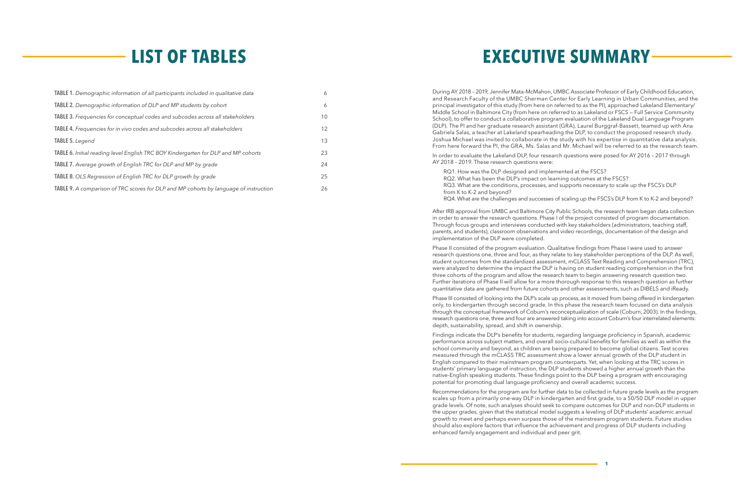# LIST OF TABLES

| | |
|---|---|
| **TABLE 1.** *Demographic information of all participants included in qualitative data* | 6 |
| **TABLE 2.** *Demographic information of DLP and MP students by cohort* | 6 |
| **TABLE 3.** *Frequencies for conceptual codes and subcodes across all stakeholders* | 10 |
| **TABLE 4.** *Frequencies for in vivo codes and subcodes across all stakeholders* | 12 |
| **TABLE 5.** *Legend* | 13 |
| **TABLE 6.** *Initial reading level English TRC BOY Kindergarten for DLP and MP cohorts* | 23 |
| **TABLE 7.** *Average growth of English TRC for DLP and MP by grade* | 24 |
| **TABLE 8.** *OLS Regression of English TRC for DLP growth by grade* | 25 |
| **TABLE 9.** *A comparison of TRC scores for DLP and MP cohorts by language of instruction* | 26 |

# EXECUTIVE SUMMARY

During AY 2018 – 2019, Jennifer Mata-McMahon, UMBC Associate Professor of Early Childhood Education, and Research Faculty of the UMBC Sherman Center for Early Learning in Urban Communities, and the principal investigator of this study (from here on referred to as the PI), approached Lakeland Elementary/Middle School in Baltimore City (from here on referred to as Lakeland or FSCS — Full Service Community School), to offer to conduct a collaborative program evaluation of the Lakeland Dual Language Program (DLP). The PI and her graduate research assistant (GRA), Laurel Burggraf-Bassett, teamed up with Ana Gabriela Salas, a teacher at Lakeland spearheading the DLP, to conduct the proposed research study. Joshua Michael was invited to collaborate in the study with his expertise in quantitative data analysis. From here forward the PI, the GRA, Ms. Salas and Mr. Michael will be referred to as the research team.

In order to evaluate the Lakeland DLP, four research questions were posed for AY 2016 – 2017 through AY 2018 – 2019. These research questions were:

RQ1. How was the DLP designed and implemented at the FSCS?
RQ2. What has been the DLP's impact on learning outcomes at the FSCS?
RQ3. What are the conditions, processes, and supports necessary to scale up the FSCS's DLP from K to K-2 and beyond?
RQ4. What are the challenges and successes of scaling up the FSCS's DLP from K to K-2 and beyond?

After IRB approval from UMBC and Baltimore City Public Schools, the research team began data collection in order to answer the research questions. Phase I of the project consisted of program documentation. Through focus groups and interviews conducted with key stakeholders (administrators, teaching staff, parents, and students), classroom observations and video recordings, documentation of the design and implementation of the DLP were completed.

Phase II consisted of the program evaluation. Qualitative findings from Phase I were used to answer research questions one, three and four, as they relate to key stakeholder perceptions of the DLP. As well, student outcomes from the standardized assessment, mCLASS Text Reading and Comprehension (TRC), were analyzed to determine the impact the DLP is having on student reading comprehension in the first three cohorts of the program and allow the research team to begin answering research question two. Further iterations of Phase II will allow for a more thorough response to this research question as further quantitative data are gathered from future cohorts and other assessments, such as DIBELS and iReady.

Phase III consisted of looking into the DLP's scale up process, as it moved from being offered in kindergarten only, to kindergarten through second grade. In this phase the research team focused on data analysis through the conceptual framework of Coburn's reconceptualization of scale (Coburn, 2003). In the findings, research questions one, three and four are answered taking into account Coburn's four interrelated elements: depth, sustainability, spread, and shift in ownership.

Findings indicate the DLP's benefits for students, regarding language proficiency in Spanish, academic performance across subject matters, and overall socio-cultural benefits for families as well as within the school community and beyond, as children are being prepared to become global citizens. Test scores measured through the mCLASS TRC assessment show a lower annual growth of the DLP student in English compared to their mainstream program counterparts. Yet, when looking at the TRC scores in students' primary language of instruction, the DLP students showed a higher annual growth than the native-English speaking students. These findings point to the DLP being a program with encouraging potential for promoting dual language proficiency and overall academic success.

Recommendations for the program are for further data to be collected in future grade levels as the program scales up from a primarily one-way DLP in kindergarten and first grade, to a 50/50 DLP model in upper grade levels. Of note, such analyses should seek to compare outcomes for DLP and non-DLP students in the upper grades, given that the statistical model suggests a leveling of DLP students' academic annual growth to meet and perhaps even surpass those of the mainstream program students. Future studies should also explore factors that influence the achievement and progress of DLP students including enhanced family engagement and individual and peer grit.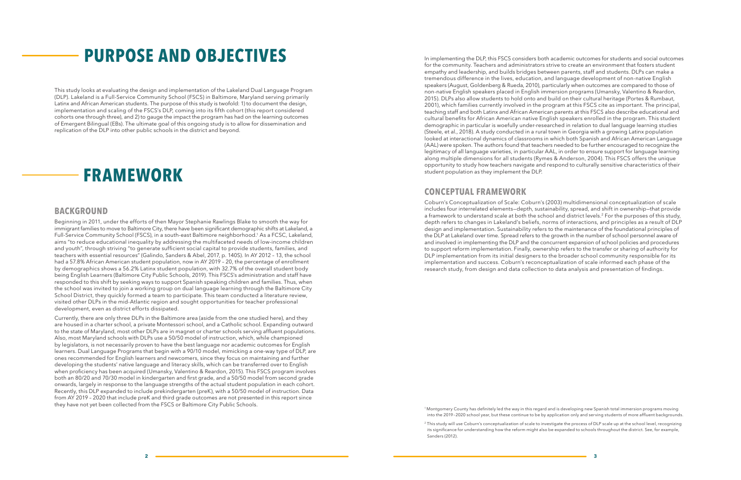# PURPOSE AND OBJECTIVES

This study looks at evaluating the design and implementation of the Lakeland Dual Language Program (DLP). Lakeland is a Full-Service Community School (FSCS) in Baltimore, Maryland serving primarily Latinx and African American students. The purpose of this study is twofold: 1) to document the design, implementation and scaling of the FSCS's DLP, coming into its fifth cohort (this report considered cohorts one through three), and 2) to gauge the impact the program has had on the learning outcomes of Emergent Bilingual (EBs). The ultimate goal of this ongoing study is to allow for dissemination and replication of the DLP into other public schools in the district and beyond.

# FRAMEWORK

## BACKGROUND

Beginning in 2011, under the efforts of then Mayor Stephanie Rawlings Blake to smooth the way for immigrant families to move to Baltimore City, there have been significant demographic shifts at Lakeland, a Full-Service Community School (FSCS), in a south-east Baltimore neighborhood.[1] As a FCSC, Lakeland, aims "to reduce educational inequality by addressing the multifaceted needs of low-income children and youth", through striving "to generate sufficient social capital to provide students, families, and teachers with essential resources" (Galindo, Sanders & Abel, 2017, p. 140S). In AY 2012 – 13, the school had a 57.8% African American student population, now in AY 2019 – 20, the percentage of enrollment by demographics shows a 56.2% Latinx student population, with 32.7% of the overall student body being English Learners (Baltimore City Public Schools, 2019). This FSCS's administration and staff have responded to this shift by seeking ways to support Spanish speaking children and families. Thus, when the school was invited to join a working group on dual language learning through the Baltimore City School District, they quickly formed a team to participate. This team conducted a literature review, visited other DLPs in the mid-Atlantic region and sought opportunities for teacher professional development, even as district efforts dissipated.

Currently, there are only three DLPs in the Baltimore area (aside from the one studied here), and they are housed in a charter school, a private Montessori school, and a Catholic school. Expanding outward to the state of Maryland, most other DLPs are in magnet or charter schools serving affluent populations. Also, most Maryland schools with DLPs use a 50/50 model of instruction, which, while championed by legislators, is not necessarily proven to have the best language nor academic outcomes for English learners. Dual Language Programs that begin with a 90/10 model, mimicking a one-way type of DLP, are ones recommended for English learners and newcomers, since they focus on maintaining and further developing the students' native language and literacy skills, which can be transferred over to English when proficiency has been acquired (Umansky, Valentino & Reardon, 2015). This FSCS program involves both an 80/20 and 70/30 model in kindergarten and first grade, and a 50/50 model from second grade onwards, largely in response to the language strengths of the actual student population in each cohort. Recently, this DLP expanded to include prekindergarten (preK), with a 50/50 model of instruction. Data from AY 2019 – 2020 that include preK and third grade outcomes are not presented in this report since they have not yet been collected from the FSCS or Baltimore City Public Schools.

In implementing the DLP, this FSCS considers both academic outcomes for students and social outcomes for the community. Teachers and administrators strive to create an environment that fosters student empathy and leadership, and builds bridges between parents, staff and students. DLPs can make a tremendous difference in the lives, education, and language development of non-native English speakers (August, Goldenberg & Rueda, 2010), particularly when outcomes are compared to those of non-native English speakers placed in English immersion programs (Umansky, Valentino & Reardon, 2015). DLPs also allow students to hold onto and build on their cultural heritage (Portes & Rumbaut, 2001), which families currently involved in the program at this FSCS cite as important. The principal, teaching staff and both Latinx and African American parents at this FSCS also describe educational and cultural benefits for African American native English speakers enrolled in the program. This student demographic in particular is woefully under-researched in relation to dual language learning studies (Steele, et al., 2018). A study conducted in a rural town in Georgia with a growing Latinx population looked at interactional dynamics of classrooms in which both Spanish and African American Language (AAL) were spoken. The authors found that teachers needed to be further encouraged to recognize the legitimacy of all language varieties, in particular AAL, in order to ensure support for language learning along multiple dimensions for all students (Rymes & Anderson, 2004). This FSCS offers the unique opportunity to study how teachers navigate and respond to culturally sensitive characteristics of their student population as they implement the DLP.

## CONCEPTUAL FRAMEWORK

Coburn's Conceptualization of Scale: Coburn's (2003) multidimensional conceptualization of scale includes four interrelated elements—depth, sustainability, spread, and shift in ownership—that provide a framework to understand scale at both the school and district levels.[2] For the purposes of this study, depth refers to changes in Lakeland's beliefs, norms of interactions, and principles as a result of DLP design and implementation. Sustainability refers to the maintenance of the foundational principles of the DLP at Lakeland over time. Spread refers to the growth in the number of school personnel aware of and involved in implementing the DLP and the concurrent expansion of school policies and procedures to support reform implementation. Finally, ownership refers to the transfer or sharing of authority for DLP implementation from its initial designers to the broader school community responsible for its implementation and success. Coburn's reconceptualization of scale informed each phase of the research study, from design and data collection to data analysis and presentation of findings.

[1] Montgomery County has definitely led the way in this regard and is developing new Spanish total immersion programs moving into the 2019–2020 school year, but these continue to be by application only and serving students of more affluent backgrounds.

[2] This study will use Coburn's conceptualization of scale to investigate the process of DLP scale up at the school level, recognizing its significance for understanding how the reform might also be expanded to schools throughout the district. See, for example, Sanders (2012).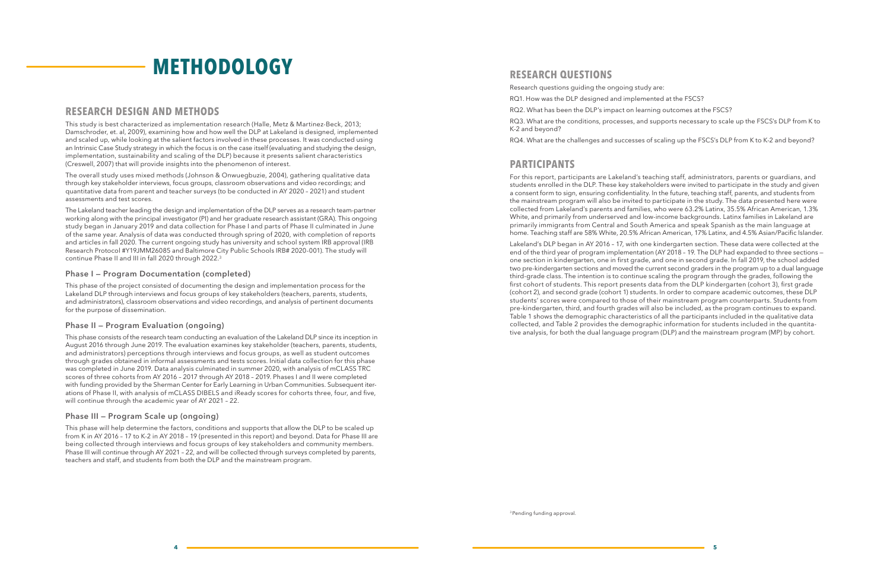# METHODOLOGY

## RESEARCH DESIGN AND METHODS

This study is best characterized as implementation research (Halle, Metz & Martinez-Beck, 2013; Damschroder, et. al, 2009), examining how and how well the DLP at Lakeland is designed, implemented and scaled up, while looking at the salient factors involved in these processes. It was conducted using an Intrinsic Case Study strategy in which the focus is on the case itself (evaluating and studying the design, implementation, sustainability and scaling of the DLP) because it presents salient characteristics (Creswell, 2007) that will provide insights into the phenomenon of interest.

The overall study uses mixed methods (Johnson & Onwuegbuzie, 2004), gathering qualitative data through key stakeholder interviews, focus groups, classroom observations and video recordings; and quantitative data from parent and teacher surveys (to be conducted in AY 2020 – 2021) and student assessments and test scores.

The Lakeland teacher leading the design and implementation of the DLP serves as a research team-partner working along with the principal investigator (PI) and her graduate research assistant (GRA). This ongoing study began in January 2019 and data collection for Phase I and parts of Phase II culminated in June of the same year. Analysis of data was conducted through spring of 2020, with completion of reports and articles in fall 2020. The current ongoing study has university and school system IRB approval (IRB Research Protocol #Y19JMM26085 and Baltimore City Public Schools IRB# 2020-001). The study will continue Phase II and III in fall 2020 through 2022.[3]

### Phase I — Program Documentation (completed)

This phase of the project consisted of documenting the design and implementation process for the Lakeland DLP through interviews and focus groups of key stakeholders (teachers, parents, students, and administrators), classroom observations and video recordings, and analysis of pertinent documents for the purpose of dissemination.

### Phase II — Program Evaluation (ongoing)

This phase consists of the research team conducting an evaluation of the Lakeland DLP since its inception in August 2016 through June 2019. The evaluation examines key stakeholder (teachers, parents, students, and administrators) perceptions through interviews and focus groups, as well as student outcomes through grades obtained in informal assessments and tests scores. Initial data collection for this phase was completed in June 2019. Data analysis culminated in summer 2020, with analysis of mCLASS TRC scores of three cohorts from AY 2016 – 2017 through AY 2018 – 2019. Phases I and II were completed with funding provided by the Sherman Center for Early Learning in Urban Communities. Subsequent iterations of Phase II, with analysis of mCLASS DIBELS and iReady scores for cohorts three, four, and five, will continue through the academic year of AY 2021 – 22.

### Phase III — Program Scale up (ongoing)

This phase will help determine the factors, conditions and supports that allow the DLP to be scaled up from K in AY 2016 – 17 to K-2 in AY 2018 – 19 (presented in this report) and beyond. Data for Phase III are being collected through interviews and focus groups of key stakeholders and community members. Phase III will continue through AY 2021 – 22, and will be collected through surveys completed by parents, teachers and staff, and students from both the DLP and the mainstream program.

## RESEARCH QUESTIONS

Research questions guiding the ongoing study are:

RQ1. How was the DLP designed and implemented at the FSCS?

RQ2. What has been the DLP's impact on learning outcomes at the FSCS?

RQ3. What are the conditions, processes, and supports necessary to scale up the FSCS's DLP from K to K-2 and beyond?

RQ4. What are the challenges and successes of scaling up the FSCS's DLP from K to K-2 and beyond?

## PARTICIPANTS

For this report, participants are Lakeland's teaching staff, administrators, parents or guardians, and students enrolled in the DLP. These key stakeholders were invited to participate in the study and given a consent form to sign, ensuring confidentiality. In the future, teaching staff, parents, and students from the mainstream program will also be invited to participate in the study. The data presented here were collected from Lakeland's parents and families, who were 63.2% Latinx, 35.5% African American, 1.3% White, and primarily from underserved and low-income backgrounds. Latinx families in Lakeland are primarily immigrants from Central and South America and speak Spanish as the main language at home. Teaching staff are 58% White, 20.5% African American, 17% Latinx, and 4.5% Asian/Pacific Islander.

Lakeland's DLP began in AY 2016 – 17, with one kindergarten section. These data were collected at the end of the third year of program implementation (AY 2018 – 19. The DLP had expanded to three sections — one section in kindergarten, one in first grade, and one in second grade. In fall 2019, the school added two pre-kindergarten sections and moved the current second graders in the program up to a dual language third-grade class. The intention is to continue scaling the program through the grades, following the first cohort of students. This report presents data from the DLP kindergarten (cohort 3), first grade (cohort 2), and second grade (cohort 1) students. In order to compare academic outcomes, these DLP students' scores were compared to those of their mainstream program counterparts. Students from pre-kindergarten, third, and fourth grades will also be included, as the program continues to expand. Table 1 shows the demographic characteristics of all the participants included in the qualitative data collected, and Table 2 provides the demographic information for students included in the quantitative analysis, for both the dual language program (DLP) and the mainstream program (MP) by cohort.

[3] Pending funding approval.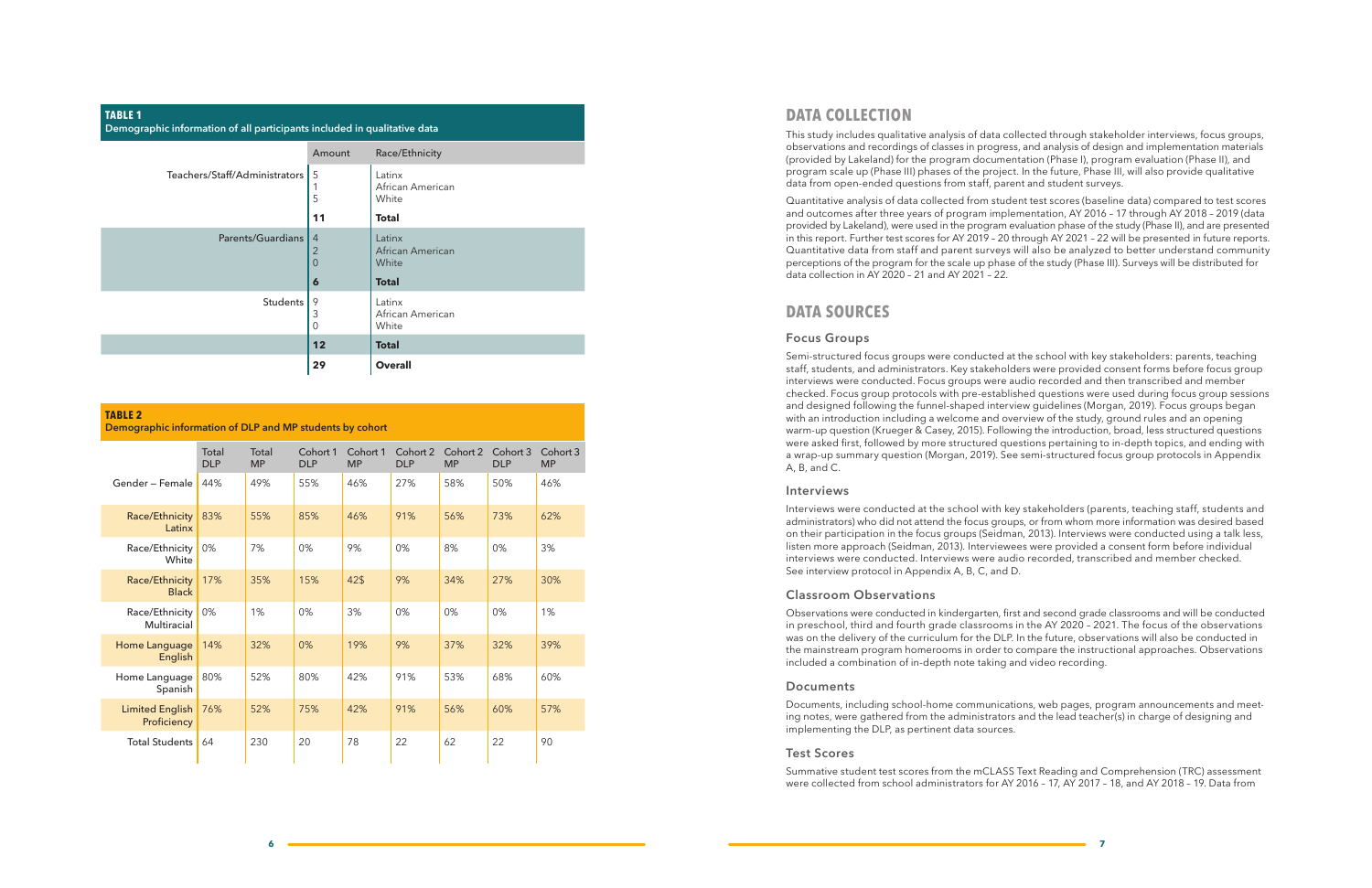**TABLE 1**
**Demographic information of all participants included in qualitative data**

| | Amount | Race/Ethnicity |
|---|---|---|
| Teachers/Staff/Administrators | 5 | Latinx |
| | 1 | African American |
| | 5 | White |
| | **11** | **Total** |
| Parents/Guardians | 4 | Latinx |
| | 2 | African American |
| | 0 | White |
| | **6** | **Total** |
| Students | 9 | Latinx |
| | 3 | African American |
| | 0 | White |
| | **12** | **Total** |
| | **29** | **Overall** |

**TABLE 2**
**Demographic information of DLP and MP students by cohort**

| | Total DLP | Total MP | Cohort 1 DLP | Cohort 1 MP | Cohort 2 DLP | Cohort 2 MP | Cohort 3 DLP | Cohort 3 MP |
|---|---|---|---|---|---|---|---|---|
| Gender – Female | 44% | 49% | 55% | 46% | 27% | 58% | 50% | 46% |
| Race/Ethnicity Latinx | 83% | 55% | 85% | 46% | 91% | 56% | 73% | 62% |
| Race/Ethnicity White | 0% | 7% | 0% | 9% | 0% | 8% | 0% | 3% |
| Race/Ethnicity Black | 17% | 35% | 15% | 42$ | 9% | 34% | 27% | 30% |
| Race/Ethnicity Multiracial | 0% | 1% | 0% | 3% | 0% | 0% | 0% | 1% |
| Home Language English | 14% | 32% | 0% | 19% | 9% | 37% | 32% | 39% |
| Home Language Spanish | 80% | 52% | 80% | 42% | 91% | 53% | 68% | 60% |
| Limited English Proficiency | 76% | 52% | 75% | 42% | 91% | 56% | 60% | 57% |
| Total Students | 64 | 230 | 20 | 78 | 22 | 62 | 22 | 90 |

# DATA COLLECTION

This study includes qualitative analysis of data collected through stakeholder interviews, focus groups, observations and recordings of classes in progress, and analysis of design and implementation materials (provided by Lakeland) for the program documentation (Phase I), program evaluation (Phase II), and program scale up (Phase III) phases of the project. In the future, Phase III, will also provide qualitative data from open-ended questions from staff, parent and student surveys.

Quantitative analysis of data collected from student test scores (baseline data) compared to test scores and outcomes after three years of program implementation, AY 2016 – 17 through AY 2018 – 2019 (data provided by Lakeland), were used in the program evaluation phase of the study (Phase II), and are presented in this report. Further test scores for AY 2019 – 20 through AY 2021 – 22 will be presented in future reports. Quantitative data from staff and parent surveys will also be analyzed to better understand community perceptions of the program for the scale up phase of the study (Phase III). Surveys will be distributed for data collection in AY 2020 – 21 and AY 2021 – 22.

# DATA SOURCES

## Focus Groups

Semi-structured focus groups were conducted at the school with key stakeholders: parents, teaching staff, students, and administrators. Key stakeholders were provided consent forms before focus group interviews were conducted. Focus groups were audio recorded and then transcribed and member checked. Focus group protocols with pre-established questions were used during focus group sessions and designed following the funnel-shaped interview guidelines (Morgan, 2019). Focus groups began with an introduction including a welcome and overview of the study, ground rules and an opening warm-up question (Krueger & Casey, 2015). Following the introduction, broad, less structured questions were asked first, followed by more structured questions pertaining to in-depth topics, and ending with a wrap-up summary question (Morgan, 2019). See semi-structured focus group protocols in Appendix A, B, and C.

## Interviews

Interviews were conducted at the school with key stakeholders (parents, teaching staff, students and administrators) who did not attend the focus groups, or from whom more information was desired based on their participation in the focus groups (Seidman, 2013). Interviews were conducted using a talk less, listen more approach (Seidman, 2013). Interviewees were provided a consent form before individual interviews were conducted. Interviews were audio recorded, transcribed and member checked. See interview protocol in Appendix A, B, C, and D.

## Classroom Observations

Observations were conducted in kindergarten, first and second grade classrooms and will be conducted in preschool, third and fourth grade classrooms in the AY 2020 – 2021. The focus of the observations was on the delivery of the curriculum for the DLP. In the future, observations will also be conducted in the mainstream program homerooms in order to compare the instructional approaches. Observations included a combination of in-depth note taking and video recording.

## Documents

Documents, including school-home communications, web pages, program announcements and meeting notes, were gathered from the administrators and the lead teacher(s) in charge of designing and implementing the DLP, as pertinent data sources.

## Test Scores

Summative student test scores from the mCLASS Text Reading and Comprehension (TRC) assessment were collected from school administrators for AY 2016 – 17, AY 2017 – 18, and AY 2018 – 19. Data from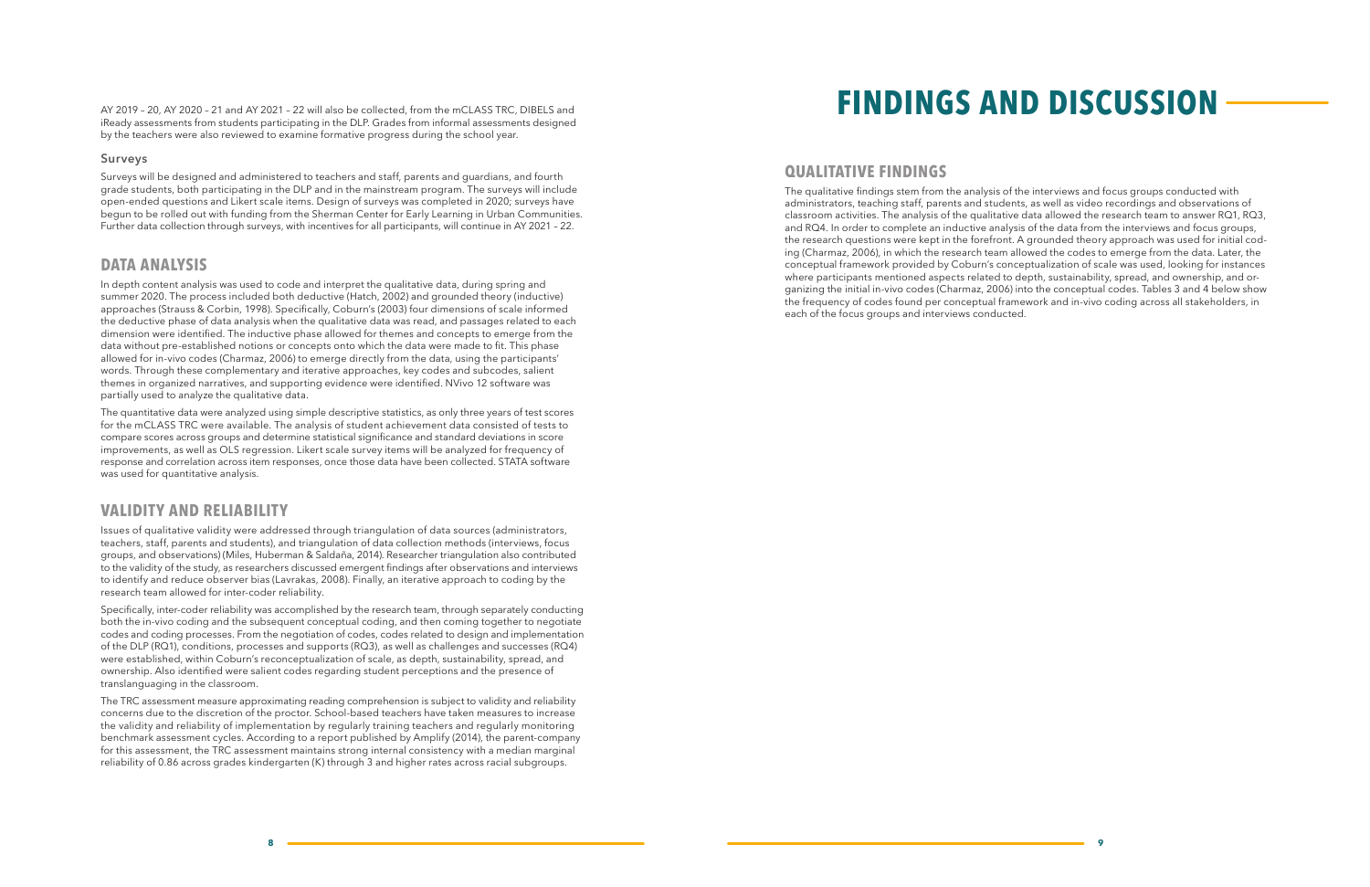AY 2019 – 20, AY 2020 – 21 and AY 2021 – 22 will also be collected, from the mCLASS TRC, DIBELS and iReady assessments from students participating in the DLP. Grades from informal assessments designed by the teachers were also reviewed to examine formative progress during the school year.

### Surveys

Surveys will be designed and administered to teachers and staff, parents and guardians, and fourth grade students, both participating in the DLP and in the mainstream program. The surveys will include open-ended questions and Likert scale items. Design of surveys was completed in 2020; surveys have begun to be rolled out with funding from the Sherman Center for Early Learning in Urban Communities. Further data collection through surveys, with incentives for all participants, will continue in AY 2021 – 22.

## DATA ANALYSIS

In depth content analysis was used to code and interpret the qualitative data, during spring and summer 2020. The process included both deductive (Hatch, 2002) and grounded theory (inductive) approaches (Strauss & Corbin, 1998). Specifically, Coburn's (2003) four dimensions of scale informed the deductive phase of data analysis when the qualitative data was read, and passages related to each dimension were identified. The inductive phase allowed for themes and concepts to emerge from the data without pre-established notions or concepts onto which the data were made to fit. This phase allowed for in-vivo codes (Charmaz, 2006) to emerge directly from the data, using the participants' words. Through these complementary and iterative approaches, key codes and subcodes, salient themes in organized narratives, and supporting evidence were identified. NVivo 12 software was partially used to analyze the qualitative data.

The quantitative data were analyzed using simple descriptive statistics, as only three years of test scores for the mCLASS TRC were available. The analysis of student achievement data consisted of tests to compare scores across groups and determine statistical significance and standard deviations in score improvements, as well as OLS regression. Likert scale survey items will be analyzed for frequency of response and correlation across item responses, once those data have been collected. STATA software was used for quantitative analysis.

## VALIDITY AND RELIABILITY

Issues of qualitative validity were addressed through triangulation of data sources (administrators, teachers, staff, parents and students), and triangulation of data collection methods (interviews, focus groups, and observations) (Miles, Huberman & Saldaña, 2014). Researcher triangulation also contributed to the validity of the study, as researchers discussed emergent findings after observations and interviews to identify and reduce observer bias (Lavrakas, 2008). Finally, an iterative approach to coding by the research team allowed for inter-coder reliability.

Specifically, inter-coder reliability was accomplished by the research team, through separately conducting both the in-vivo coding and the subsequent conceptual coding, and then coming together to negotiate codes and coding processes. From the negotiation of codes, codes related to design and implementation of the DLP (RQ1), conditions, processes and supports (RQ3), as well as challenges and successes (RQ4) were established, within Coburn's reconceptualization of scale, as depth, sustainability, spread, and ownership. Also identified were salient codes regarding student perceptions and the presence of translanguaging in the classroom.

The TRC assessment measure approximating reading comprehension is subject to validity and reliability concerns due to the discretion of the proctor. School-based teachers have taken measures to increase the validity and reliability of implementation by regularly training teachers and regularly monitoring benchmark assessment cycles. According to a report published by Amplify (2014), the parent-company for this assessment, the TRC assessment maintains strong internal consistency with a median marginal reliability of 0.86 across grades kindergarten (K) through 3 and higher rates across racial subgroups.

# FINDINGS AND DISCUSSION

## QUALITATIVE FINDINGS

The qualitative findings stem from the analysis of the interviews and focus groups conducted with administrators, teaching staff, parents and students, as well as video recordings and observations of classroom activities. The analysis of the qualitative data allowed the research team to answer RQ1, RQ3, and RQ4. In order to complete an inductive analysis of the data from the interviews and focus groups, the research questions were kept in the forefront. A grounded theory approach was used for initial coding (Charmaz, 2006), in which the research team allowed the codes to emerge from the data. Later, the conceptual framework provided by Coburn's conceptualization of scale was used, looking for instances where participants mentioned aspects related to depth, sustainability, spread, and ownership, and organizing the initial in-vivo codes (Charmaz, 2006) into the conceptual codes. Tables 3 and 4 below show the frequency of codes found per conceptual framework and in-vivo coding across all stakeholders, in each of the focus groups and interviews conducted.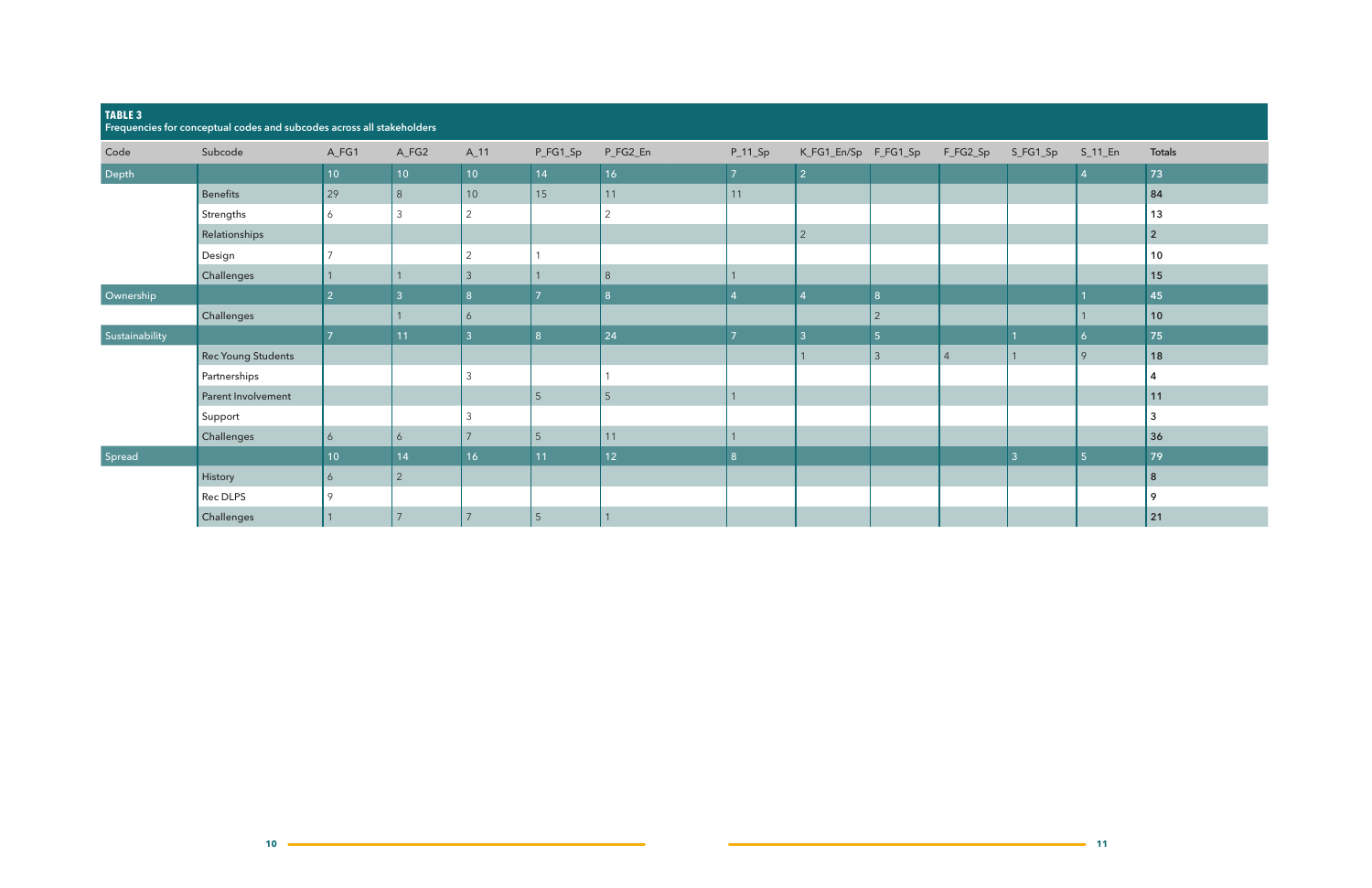**TABLE 3**
**Frequencies for conceptual codes and subcodes across all stakeholders**

| Code | Subcode | A_FG1 | A_FG2 | A_11 | P_FG1_Sp | P_FG2_En | P_11_Sp | K_FG1_En/Sp | F_FG1_Sp | F_FG2_Sp | S_FG1_Sp | S_11_En | Totals |
|---|---|---|---|---|---|---|---|---|---|---|---|---|---|
| Depth | | 10 | 10 | 10 | 14 | 16 | 7 | 2 | | | | 4 | 73 |
| | Benefits | 29 | 8 | 10 | 15 | 11 | 11 | | | | | | 84 |
| | Strengths | 6 | 3 | 2 | | 2 | | | | | | | 13 |
| | Relationships | | | | | | | 2 | | | | | 2 |
| | Design | 7 | | 2 | 1 | | | | | | | | 10 |
| | Challenges | 1 | 1 | 3 | 1 | 8 | 1 | | | | | | 15 |
| Ownership | | 2 | 3 | 8 | 7 | 8 | 4 | 4 | 8 | | | 1 | 45 |
| | Challenges | | 1 | 6 | | | | | 2 | | | 1 | 10 |
| Sustainability | | 7 | 11 | 3 | 8 | 24 | 7 | 3 | 5 | | 1 | 6 | 75 |
| | Rec Young Students | | | | | | | 1 | 3 | 4 | 1 | 9 | 18 |
| | Partnerships | | | 3 | | 1 | | | | | | | 4 |
| | Parent Involvement | | | | 5 | 5 | 1 | | | | | | 11 |
| | Support | | | 3 | | | | | | | | | 3 |
| | Challenges | 6 | 6 | 7 | 5 | 11 | 1 | | | | | | 36 |
| Spread | | 10 | 14 | 16 | 11 | 12 | 8 | | | | 3 | 5 | 79 |
| | History | 6 | 2 | | | | | | | | | | 8 |
| | Rec DLPS | 9 | | | | | | | | | | | 9 |
| | Challenges | 1 | 7 | 7 | 5 | 1 | | | | | | | 21 |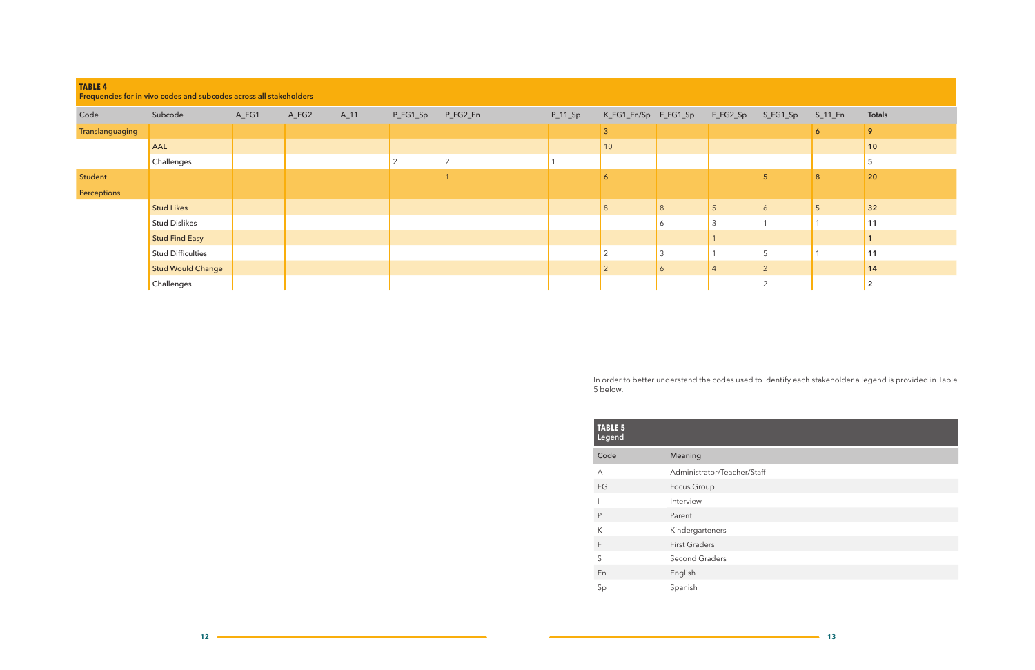**TABLE 4**
**Frequencies for in vivo codes and subcodes across all stakeholders**

| Code | Subcode | A_FG1 | A_FG2 | A_11 | P_FG1_Sp | P_FG2_En | P_11_Sp | K_FG1_En/Sp | F_FG1_Sp | F_FG2_Sp | S_FG1_Sp | S_11_En | Totals |
|---|---|---|---|---|---|---|---|---|---|---|---|---|---|
| Translanguaging | | | | | | | | 3 | | | | 6 | **9** |
| | AAL | | | | | | | 10 | | | | | **10** |
| | Challenges | | | | 2 | 2 | 1 | | | | | | **5** |
| Student Perceptions | | | | | | 1 | | 6 | | | 5 | 8 | **20** |
| | Stud Likes | | | | | | | 8 | 8 | 5 | 6 | 5 | **32** |
| | Stud Dislikes | | | | | | | | 6 | 3 | 1 | 1 | **11** |
| | Stud Find Easy | | | | | | | | | 1 | | | **1** |
| | Stud Difficulties | | | | | | | 2 | 3 | 1 | 5 | 1 | **11** |
| | Stud Would Change | | | | | | | 2 | 6 | 4 | 2 | | **14** |
| | Challenges | | | | | | | | | | 2 | | **2** |

In order to better understand the codes used to identify each stakeholder a legend is provided in Table 5 below.

**TABLE 5**
**Legend**

| Code | Meaning |
|---|---|
| A | Administrator/Teacher/Staff |
| FG | Focus Group |
| I | Interview |
| P | Parent |
| K | Kindergarteners |
| F | First Graders |
| S | Second Graders |
| En | English |
| Sp | Spanish |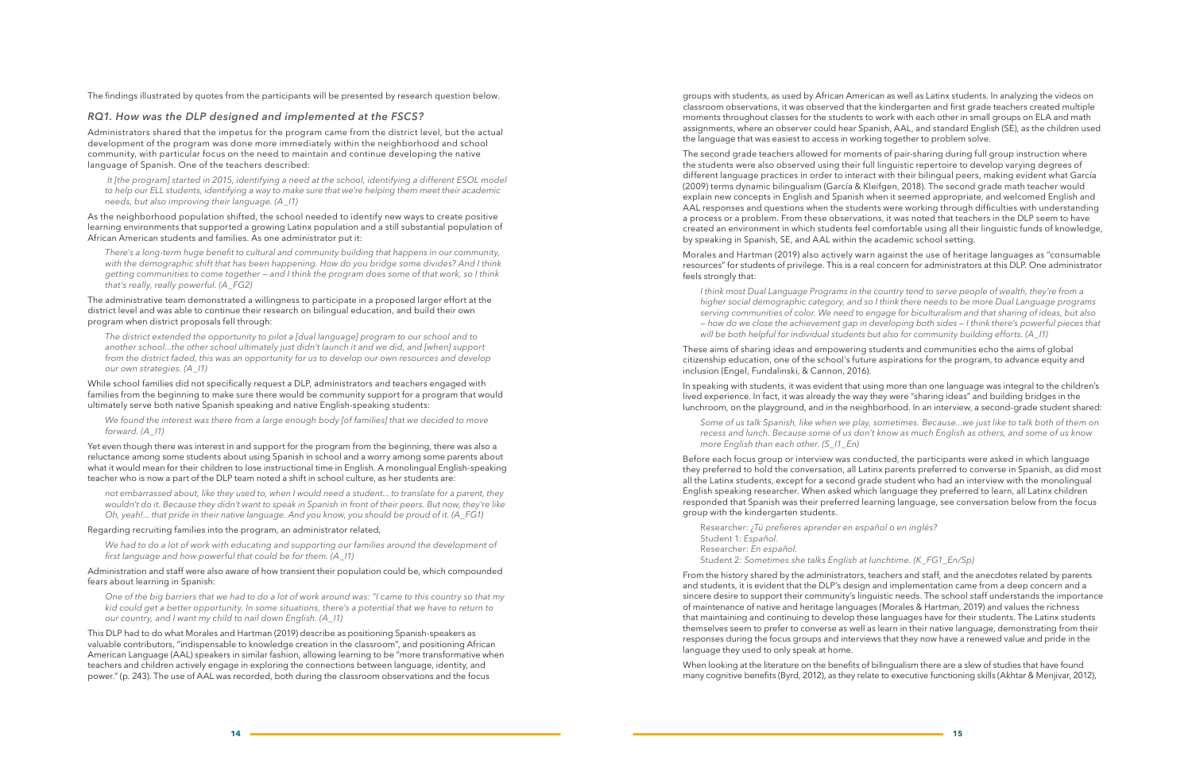The findings illustrated by quotes from the participants will be presented by research question below.

### *RQ1. How was the DLP designed and implemented at the FSCS?*

Administrators shared that the impetus for the program came from the district level, but the actual development of the program was done more immediately within the neighborhood and school community, with particular focus on the need to maintain and continue developing the native language of Spanish. One of the teachers described:

> *It [the program] started in 2015, identifying a need at the school, identifying a different ESOL model to help our ELL students, identifying a way to make sure that we're helping them meet their academic needs, but also improving their language. (A_I1)*

As the neighborhood population shifted, the school needed to identify new ways to create positive learning environments that supported a growing Latinx population and a still substantial population of African American students and families. As one administrator put it:

> *There's a long-term huge benefit to cultural and community building that happens in our community, with the demographic shift that has been happening. How do you bridge some divides? And I think getting communities to come together — and I think the program does some of that work, so I think that's really, really powerful. (A_FG2)*

The administrative team demonstrated a willingness to participate in a proposed larger effort at the district level and was able to continue their research on bilingual education, and build their own program when district proposals fell through:

> *The district extended the opportunity to pilot a [dual language] program to our school and to another school…the other school ultimately just didn't launch it and we did, and [when] support from the district faded, this was an opportunity for us to develop our own resources and develop our own strategies. (A_I1)*

While school families did not specifically request a DLP, administrators and teachers engaged with families from the beginning to make sure there would be community support for a program that would ultimately serve both native Spanish speaking and native English-speaking students:

> *We found the interest was there from a large enough body [of families] that we decided to move forward. (A_I1)*

Yet even though there was interest in and support for the program from the beginning, there was also a reluctance among some students about using Spanish in school and a worry among some parents about what it would mean for their children to lose instructional time in English. A monolingual English-speaking teacher who is now a part of the DLP team noted a shift in school culture, as her students are:

> *not embarrassed about, like they used to, when I would need a student… to translate for a parent, they wouldn't do it. Because they didn't want to speak in Spanish in front of their peers. But now, they're like Oh, yeah!… that pride in their native language. And you know, you should be proud of it. (A_FG1)*

Regarding recruiting families into the program, an administrator related,

> *We had to do a lot of work with educating and supporting our families around the development of first language and how powerful that could be for them. (A_I1)*

Administration and staff were also aware of how transient their population could be, which compounded fears about learning in Spanish:

> *One of the big barriers that we had to do a lot of work around was: "I came to this country so that my kid could get a better opportunity. In some situations, there's a potential that we have to return to our country, and I want my child to nail down English. (A_I1)*

This DLP had to do what Morales and Hartman (2019) describe as positioning Spanish-speakers as valuable contributors, "indispensable to knowledge creation in the classroom", and positioning African American Language (AAL) speakers in similar fashion, allowing learning to be "more transformative when teachers and children actively engage in exploring the connections between language, identity, and power." (p. 243). The use of AAL was recorded, both during the classroom observations and the focus groups with students, as used by African American as well as Latinx students. In analyzing the videos on classroom observations, it was observed that the kindergarten and first grade teachers created multiple moments throughout classes for the students to work with each other in small groups on ELA and math assignments, where an observer could hear Spanish, AAL, and standard English (SE), as the children used the language that was easiest to access in working together to problem solve.

The second grade teachers allowed for moments of pair-sharing during full group instruction where the students were also observed using their full linguistic repertoire to develop varying degrees of different language practices in order to interact with their bilingual peers, making evident what García (2009) terms dynamic bilingualism (García & Kleifgen, 2018). The second grade math teacher would explain new concepts in English and Spanish when it seemed appropriate, and welcomed English and AAL responses and questions when the students were working through difficulties with understanding a process or a problem. From these observations, it was noted that teachers in the DLP seem to have created an environment in which students feel comfortable using all their linguistic funds of knowledge, by speaking in Spanish, SE, and AAL within the academic school setting.

Morales and Hartman (2019) also actively warn against the use of heritage languages as "consumable resources" for students of privilege. This is a real concern for administrators at this DLP. One administrator feels strongly that:

> *I think most Dual Language Programs in the country tend to serve people of wealth, they're from a higher social demographic category, and so I think there needs to be more Dual Language programs serving communities of color. We need to engage for biculturalism and that sharing of ideas, but also — how do we close the achievement gap in developing both sides — I think there's powerful pieces that will be both helpful for individual students but also for community building efforts. (A_I1)*

These aims of sharing ideas and empowering students and communities echo the aims of global citizenship education, one of the school's future aspirations for the program, to advance equity and inclusion (Engel, Fundalinski, & Cannon, 2016).

In speaking with students, it was evident that using more than one language was integral to the children's lived experience. In fact, it was already the way they were "sharing ideas" and building bridges in the lunchroom, on the playground, and in the neighborhood. In an interview, a second-grade student shared:

> *Some of us talk Spanish, like when we play, sometimes. Because…we just like to talk both of them on recess and lunch. Because some of us don't know as much English as others, and some of us know more English than each other. (S_I1_En)*

Before each focus group or interview was conducted, the participants were asked in which language they preferred to hold the conversation, all Latinx parents preferred to converse in Spanish, as did most all the Latinx students, except for a second grade student who had an interview with the monolingual English speaking researcher. When asked which language they preferred to learn, all Latinx children responded that Spanish was their preferred learning language, see conversation below from the focus group with the kindergarten students.

> Researcher: *¿Tú prefieres aprender en español o en inglés?*
> Student 1: *Español.*
> Researcher: *En español.*
> Student 2: *Sometimes she talks English at lunchtime. (K_FG1_En/Sp)*

From the history shared by the administrators, teachers and staff, and the anecdotes related by parents and students, it is evident that the DLP's design and implementation came from a deep concern and a sincere desire to support their community's linguistic needs. The school staff understands the importance of maintenance of native and heritage languages (Morales & Hartman, 2019) and values the richness that maintaining and continuing to develop these languages have for their students. The Latinx students themselves seem to prefer to converse as well as learn in their native language, demonstrating from their responses during the focus groups and interviews that they now have a renewed value and pride in the language they used to only speak at home.

When looking at the literature on the benefits of bilingualism there are a slew of studies that have found many cognitive benefits (Byrd, 2012), as they relate to executive functioning skills (Akhtar & Menjivar, 2012),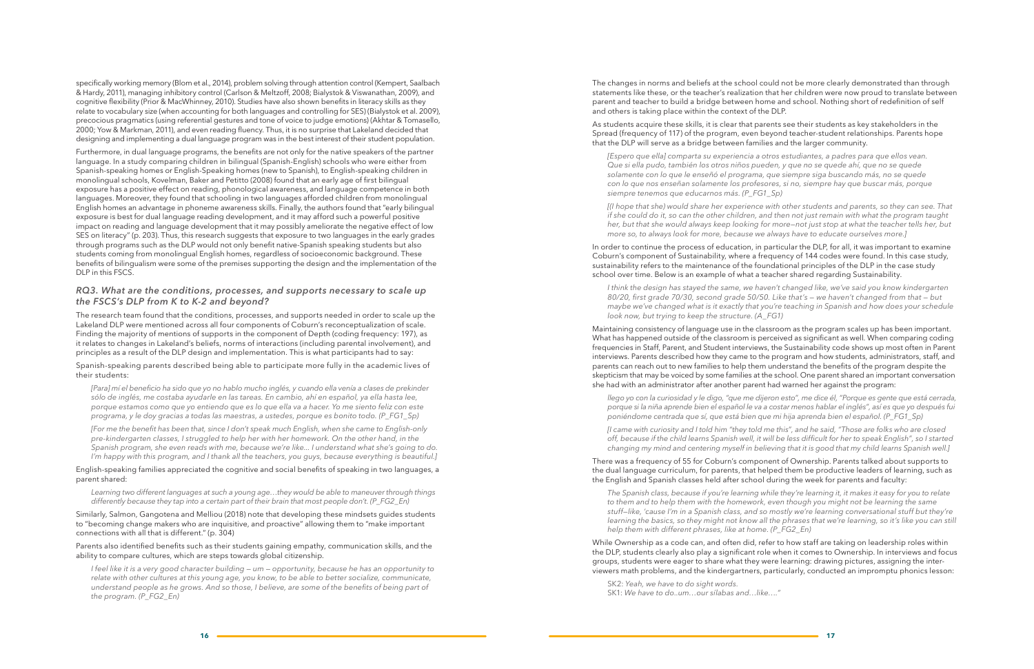specifically working memory (Blom et al., 2014), problem solving through attention control (Kempert, Saalbach & Hardy, 2011), managing inhibitory control (Carlson & Meltzoff, 2008; Bialystok & Viswanathan, 2009), and cognitive flexibility (Prior & MacWhinney, 2010). Studies have also shown benefits in literacy skills as they relate to vocabulary size (when accounting for both languages and controlling for SES) (Bialystok et al. 2009), precocious pragmatics (using referential gestures and tone of voice to judge emotions) (Akhtar & Tomasello, 2000; Yow & Markman, 2011), and even reading fluency. Thus, it is no surprise that Lakeland decided that designing and implementing a dual language program was in the best interest of their student population.

Furthermore, in dual language programs, the benefits are not only for the native speakers of the partner language. In a study comparing children in bilingual (Spanish-English) schools who were either from Spanish-speaking homes or English-Speaking homes (new to Spanish), to English-speaking children in monolingual schools, Kovelman, Baker and Petitto (2008) found that an early age of first bilingual exposure has a positive effect on reading, phonological awareness, and language competence in both languages. Moreover, they found that schooling in two languages afforded children from monolingual English homes an advantage in phoneme awareness skills. Finally, the authors found that "early bilingual exposure is best for dual language reading development, and it may afford such a powerful positive impact on reading and language development that it may possibly ameliorate the negative effect of low SES on literacy" (p. 203). Thus, this research suggests that exposure to two languages in the early grades through programs such as the DLP would not only benefit native-Spanish speaking students but also students coming from monolingual English homes, regardless of socioeconomic background. These benefits of bilingualism were some of the premises supporting the design and the implementation of the DLP in this FSCS.

### *RQ3. What are the conditions, processes, and supports necessary to scale up the FSCS's DLP from K to K-2 and beyond?*

The research team found that the conditions, processes, and supports needed in order to scale up the Lakeland DLP were mentioned across all four components of Coburn's reconceptualization of scale. Finding the majority of mentions of supports in the component of Depth (coding frequency: 197), as it relates to changes in Lakeland's beliefs, norms of interactions (including parental involvement), and principles as a result of the DLP design and implementation. This is what participants had to say:

Spanish-speaking parents described being able to participate more fully in the academic lives of their students:

> *[Para] mí el beneficio ha sido que yo no hablo mucho inglés, y cuando ella venía a clases de prekinder sólo de inglés, me costaba ayudarle en las tareas. En cambio, ahí en español, ya ella hasta lee, porque estamos como que yo entiendo que es lo que ella va a hacer. Yo me siento feliz con este programa, y le doy gracias a todas las maestras, a ustedes, porque es bonito todo. (P_FG1_Sp)*
>
> *[For me the benefit has been that, since I don't speak much English, when she came to English-only pre-kindergarten classes, I struggled to help her with her homework. On the other hand, in the Spanish program, she even reads with me, because we're like... I understand what she's going to do. I'm happy with this program, and I thank all the teachers, you guys, because everything is beautiful.]*

English-speaking families appreciated the cognitive and social benefits of speaking in two languages, a parent shared:

> *Learning two different languages at such a young age…they would be able to maneuver through things differently because they tap into a certain part of their brain that most people don't. (P_FG2_En)*

Similarly, Salmon, Gangotena and Melliou (2018) note that developing these mindsets guides students to "becoming change makers who are inquisitive, and proactive" allowing them to "make important connections with all that is different." (p. 304)

Parents also identified benefits such as their students gaining empathy, communication skills, and the ability to compare cultures, which are steps towards global citizenship.

> *I feel like it is a very good character building — um — opportunity, because he has an opportunity to relate with other cultures at this young age, you know, to be able to better socialize, communicate, understand people as he grows. And so those, I believe, are some of the benefits of being part of the program. (P_FG2_En)*

The changes in norms and beliefs at the school could not be more clearly demonstrated than through statements like these, or the teacher's realization that her children were now proud to translate between parent and teacher to build a bridge between home and school. Nothing short of redefinition of self and others is taking place within the context of the DLP.

As students acquire these skills, it is clear that parents see their students as key stakeholders in the Spread (frequency of 117) of the program, even beyond teacher-student relationships. Parents hope that the DLP will serve as a bridge between families and the larger community.

> *[Espero que ella] comparta su experiencia a otros estudiantes, a padres para que ellos vean. Que si ella pudo, también los otros niños pueden, y que no se quede ahí, que no se quede solamente con lo que le enseñó el programa, que siempre siga buscando más, no se quede con lo que nos enseñan solamente los profesores, si no, siempre hay que buscar más, porque siempre tenemos que educarnos más. (P_FG1_Sp)*
>
> *[(I hope that she) would share her experience with other students and parents, so they can see. That if she could do it, so can the other children, and then not just remain with what the program taught her, but that she would always keep looking for more—not just stop at what the teacher tells her, but more so, to always look for more, because we always have to educate ourselves more.]*

In order to continue the process of education, in particular the DLP, for all, it was important to examine Coburn's component of Sustainability, where a frequency of 144 codes were found. In this case study, sustainability refers to the maintenance of the foundational principles of the DLP in the case study school over time. Below is an example of what a teacher shared regarding Sustainability.

> *I think the design has stayed the same, we haven't changed like, we've said you know kindergarten 80/20, first grade 70/30, second grade 50/50. Like that's — we haven't changed from that — but maybe we've changed what is it exactly that you're teaching in Spanish and how does your schedule look now, but trying to keep the structure. (A_FG1)*

Maintaining consistency of language use in the classroom as the program scales up has been important. What has happened outside of the classroom is perceived as significant as well. When comparing coding frequencies in Staff, Parent, and Student interviews, the Sustainability code shows up most often in Parent interviews. Parents described how they came to the program and how students, administrators, staff, and parents can reach out to new families to help them understand the benefits of the program despite the skepticism that may be voiced by some families at the school. One parent shared an important conversation she had with an administrator after another parent had warned her against the program:

> *llego yo con la curiosidad y le digo, "que me dijeron esto", me dice él, "Porque es gente que está cerrada, porque si la niña aprende bien el español le va a costar menos hablar el inglés", así es que yo después fui poniéndome centrada que sí, que está bien que mi hija aprenda bien el español. (P_FG1_Sp)*
>
> *[I came with curiosity and I told him "they told me this", and he said, "Those are folks who are closed off, because if the child learns Spanish well, it will be less difficult for her to speak English", so I started changing my mind and centering myself in believing that it is good that my child learns Spanish well.]*

There was a frequency of 55 for Coburn's component of Ownership. Parents talked about supports to the dual language curriculum, for parents, that helped them be productive leaders of learning, such as the English and Spanish classes held after school during the week for parents and faculty:

> *The Spanish class, because if you're learning while they're learning it, it makes it easy for you to relate to them and to help them with the homework, even though you might not be learning the same stuff—like, 'cause I'm in a Spanish class, and so mostly we're learning conversational stuff but they're learning the basics, so they might not know all the phrases that we're learning, so it's like you can still help them with different phrases, like at home. (P_FG2_En)*

While Ownership as a code can, and often did, refer to how staff are taking on leadership roles within the DLP, students clearly also play a significant role when it comes to Ownership. In interviews and focus groups, students were eager to share what they were learning: drawing pictures, assigning the interviewers math problems, and the kindergartners, particularly, conducted an impromptu phonics lesson:

> SK2: *Yeah, we have to do sight words.*
> SK1: *We have to do..um…our sílabas and…like…."*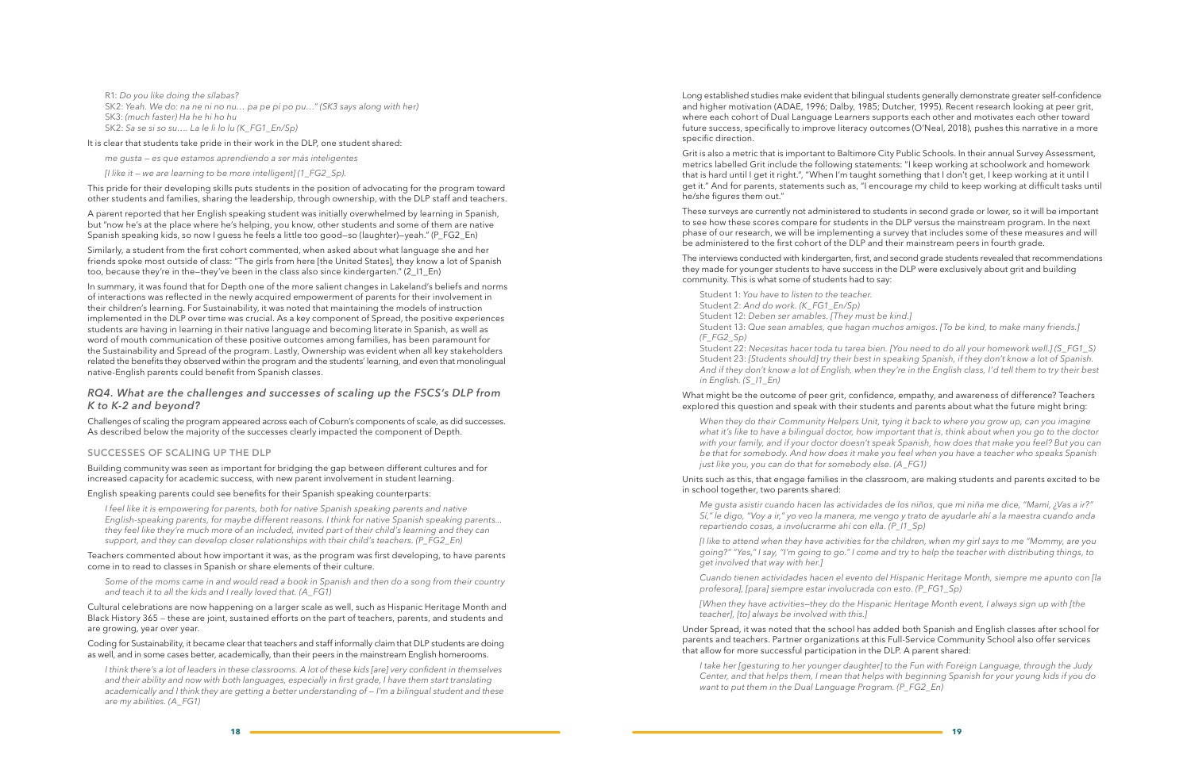R1: *Do you like doing the sílabas?*
SK2: *Yeah. We do: na ne ni no nu… pa pe pi po pu…" (SK3 says along with her)*
SK3: *(much faster) Ha he hi ho hu*
SK2: *Sa se si so su…. La le li lo lu (K_FG1_En/Sp)*

It is clear that students take pride in their work in the DLP, one student shared:

> *me gusta — es que estamos aprendiendo a ser más inteligentes*
>
> *[I like it — we are learning to be more intelligent] (1_FG2_Sp).*

This pride for their developing skills puts students in the position of advocating for the program toward other students and families, sharing the leadership, through ownership, with the DLP staff and teachers.

A parent reported that her English speaking student was initially overwhelmed by learning in Spanish, but "now he's at the place where he's helping, you know, other students and some of them are native Spanish speaking kids, so now I guess he feels a little too good—so (laughter)—yeah." (P_FG2_En)

Similarly, a student from the first cohort commented, when asked about what language she and her friends spoke most outside of class: "The girls from here [the United States], they know a lot of Spanish too, because they're in the—they've been in the class also since kindergarten." (2_I1_En)

In summary, it was found that for Depth one of the more salient changes in Lakeland's beliefs and norms of interactions was reflected in the newly acquired empowerment of parents for their involvement in their children's learning. For Sustainability, it was noted that maintaining the models of instruction implemented in the DLP over time was crucial. As a key component of Spread, the positive experiences students are having in learning in their native language and becoming literate in Spanish, as well as word of mouth communication of these positive outcomes among families, has been paramount for the Sustainability and Spread of the program. Lastly, Ownership was evident when all key stakeholders related the benefits they observed within the program and the students' learning, and even that monolingual native-English parents could benefit from Spanish classes.

### *RQ4. What are the challenges and successes of scaling up the FSCS's DLP from K to K-2 and beyond?*

Challenges of scaling the program appeared across each of Coburn's components of scale, as did successes. As described below the majority of the successes clearly impacted the component of Depth.

#### SUCCESSES OF SCALING UP THE DLP

Building community was seen as important for bridging the gap between different cultures and for increased capacity for academic success, with new parent involvement in student learning.

English speaking parents could see benefits for their Spanish speaking counterparts:

> *I feel like it is empowering for parents, both for native Spanish speaking parents and native English-speaking parents, for maybe different reasons. I think for native Spanish speaking parents… they feel like they're much more of an included, invited part of their child's learning and they can support, and they can develop closer relationships with their child's teachers. (P_FG2_En)*

Teachers commented about how important it was, as the program was first developing, to have parents come in to read to classes in Spanish or share elements of their culture.

> *Some of the moms came in and would read a book in Spanish and then do a song from their country and teach it to all the kids and I really loved that. (A_FG1)*

Cultural celebrations are now happening on a larger scale as well, such as Hispanic Heritage Month and Black History 365 — these are joint, sustained efforts on the part of teachers, parents, and students and are growing, year over year.

Coding for Sustainability, it became clear that teachers and staff informally claim that DLP students are doing as well, and in some cases better, academically, than their peers in the mainstream English homerooms.

> *I think there's a lot of leaders in these classrooms. A lot of these kids [are] very confident in themselves and their ability and now with both languages, especially in first grade, I have them start translating academically and I think they are getting a better understanding of — I'm a bilingual student and these are my abilities. (A_FG1)*

Long established studies make evident that bilingual students generally demonstrate greater self-confidence and higher motivation (ADAE, 1996; Dalby, 1985; Dutcher, 1995). Recent research looking at peer grit, where each cohort of Dual Language Learners supports each other and motivates each other toward future success, specifically to improve literacy outcomes (O'Neal, 2018), pushes this narrative in a more specific direction.

Grit is also a metric that is important to Baltimore City Public Schools. In their annual Survey Assessment, metrics labelled Grit include the following statements: "I keep working at schoolwork and homework that is hard until I get it right.", "When I'm taught something that I don't get, I keep working at it until I get it." And for parents, statements such as, "I encourage my child to keep working at difficult tasks until he/she figures them out."

These surveys are currently not administered to students in second grade or lower, so it will be important to see how these scores compare for students in the DLP versus the mainstream program. In the next phase of our research, we will be implementing a survey that includes some of these measures and will be administered to the first cohort of the DLP and their mainstream peers in fourth grade.

The interviews conducted with kindergarten, first, and second grade students revealed that recommendations they made for younger students to have success in the DLP were exclusively about grit and building community. This is what some of students had to say:

Student 1: *You have to listen to the teacher.*
Student 2: *And do work. (K_FG1_En/Sp)*
Student 12: *Deben ser amables. [They must be kind.]*
Student 13: *Que sean amables, que hagan muchos amigos. [To be kind, to make many friends.] (F_FG2_Sp)*
Student 22: *Necesitas hacer toda tu tarea bien. [You need to do all your homework well.] (S_FG1_S)*
Student 23: *[Students should] try their best in speaking Spanish, if they don't know a lot of Spanish. And if they don't know a lot of English, when they're in the English class, I'd tell them to try their best in English. (S_I1_En)*

What might be the outcome of peer grit, confidence, empathy, and awareness of difference? Teachers explored this question and speak with their students and parents about what the future might bring:

> *When they do their Community Helpers Unit, tying it back to where you grow up, can you imagine what it's like to have a bilingual doctor, how important that is, think about when you go to the doctor with your family, and if your doctor doesn't speak Spanish, how does that make you feel? But you can be that for somebody. And how does it make you feel when you have a teacher who speaks Spanish just like you, you can do that for somebody else. (A_FG1)*

Units such as this, that engage families in the classroom, are making students and parents excited to be in school together, two parents shared:

> *Me gusta asistir cuando hacen las actividades de los niños, que mi niña me dice, "Mami, ¿Vas a ir?" Sí," le digo, "Voy a ir," yo veo la manera, me vengo y trato de ayudarle ahí a la maestra cuando anda repartiendo cosas, a involucrarme ahí con ella. (P_I1_Sp)*
>
> *[I like to attend when they have activities for the children, when my girl says to me "Mommy, are you going?" "Yes," I say, "I'm going to go." I come and try to help the teacher with distributing things, to get involved that way with her.]*
>
> *Cuando tienen actividades hacen el evento del Hispanic Heritage Month, siempre me apunto con [la profesora], [para] siempre estar involucrada con esto. (P_FG1_Sp)*
>
> *[When they have activities—they do the Hispanic Heritage Month event, I always sign up with [the teacher], [to] always be involved with this.]*

Under Spread, it was noted that the school has added both Spanish and English classes after school for parents and teachers. Partner organizations at this Full-Service Community School also offer services that allow for more successful participation in the DLP. A parent shared:

> *I take her [gesturing to her younger daughter] to the Fun with Foreign Language, through the Judy Center, and that helps them, I mean that helps with beginning Spanish for your young kids if you do want to put them in the Dual Language Program. (P_FG2_En)*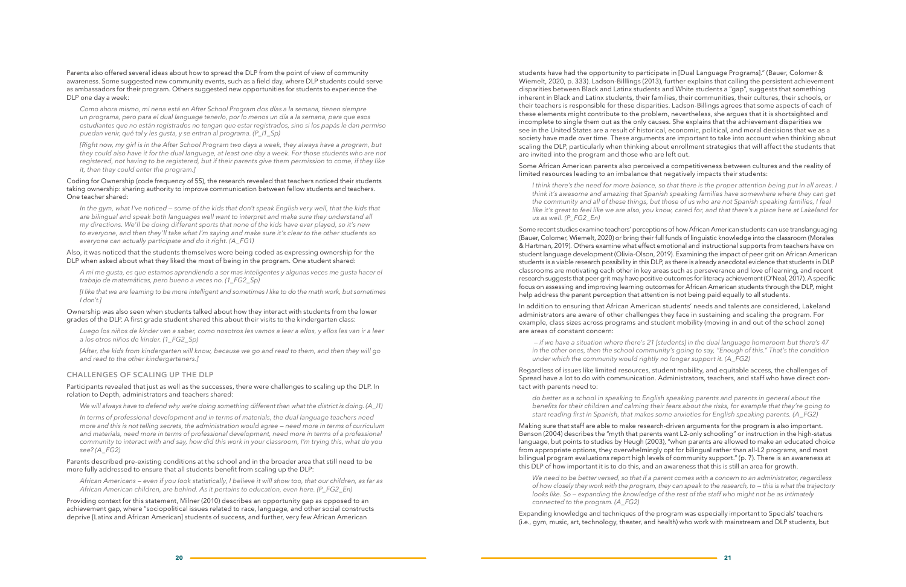Parents also offered several ideas about how to spread the DLP from the point of view of community awareness. Some suggested new community events, such as a field day, where DLP students could serve as ambassadors for their program. Others suggested new opportunities for students to experience the DLP one day a week:

> *Como ahora mismo, mi nena está en After School Program dos días a la semana, tienen siempre un programa, pero para el dual language tenerlo, por lo menos un día a la semana, para que esos estudiantes que no están registrados no tengan que estar registrados, sino si los papás le dan permiso puedan venir, qué tal y les gusta, y se entran al programa. (P_I1_Sp)*

> *[Right now, my girl is in the After School Program two days a week, they always have a program, but they could also have it for the dual language, at least one day a week. For those students who are not registered, not having to be registered, but if their parents give them permission to come, if they like it, then they could enter the program.]*

Coding for Ownership (code frequency of 55), the research revealed that teachers noticed their students taking ownership: sharing authority to improve communication between fellow students and teachers. One teacher shared:

> *In the gym, what I've noticed — some of the kids that don't speak English very well, the kids that are bilingual and speak both languages well want to interpret and make sure they understand all my directions. We'll be doing different sports that none of the kids have ever played, so it's new to everyone, and then they'll take what I'm saying and make sure it's clear to the other students so everyone can actually participate and do it right. (A_FG1)*

Also, it was noticed that the students themselves were being coded as expressing ownership for the DLP when asked about what they liked the most of being in the program. One student shared:

> *A mi me gusta, es que estamos aprendiendo a ser mas inteligentes y algunas veces me gusta hacer el trabajo de matemáticas, pero bueno a veces no. (1_FG2_Sp)*

> *[I like that we are learning to be more intelligent and sometimes I like to do the math work, but sometimes I don't.]*

Ownership was also seen when students talked about how they interact with students from the lower grades of the DLP. A first grade student shared this about their visits to the kindergarten class:

> *Luego los niños de kinder van a saber, como nosotros les vamos a leer a ellos, y ellos les van ir a leer a los otros niños de kinder. (1_FG2_Sp)*

> *[After, the kids from kindergarten will know, because we go and read to them, and then they will go and read to the other kindergarteners.]*

## CHALLENGES OF SCALING UP THE DLP

Participants revealed that just as well as the successes, there were challenges to scaling up the DLP. In relation to Depth, administrators and teachers shared:

> *We will always have to defend why we're doing something different than what the district is doing. (A_I1)*

> *In terms of professional development and in terms of materials, the dual language teachers need more and this is not telling secrets, the administration would agree — need more in terms of curriculum and materials, need more in terms of professional development, need more in terms of a professional community to interact with and say, how did this work in your classroom, I'm trying this, what do you see? (A_FG2)*

Parents described pre-existing conditions at the school and in the broader area that still need to be more fully addressed to ensure that all students benefit from scaling up the DLP:

> *African Americans — even if you look statistically, I believe it will show too, that our children, as far as African American children, are behind. As it pertains to education, even here. (P_FG2_En)*

Providing context for this statement, Milner (2010) describes an opportunity gap as opposed to an achievement gap, where "sociopolitical issues related to race, language, and other social constructs deprive [Latinx and African American] students of success, and further, very few African American students have had the opportunity to participate in [Dual Language Programs]." (Bauer, Colomer & Wiemelt, 2020, p. 333). Ladson-Billlings (2013), further explains that calling the persistent achievement disparities between Black and Latinx students and White students a "gap", suggests that something inherent in Black and Latinx students, their families, their communities, their cultures, their schools, or their teachers is responsible for these disparities. Ladson-Billings agrees that some aspects of each of these elements might contribute to the problem, nevertheless, she argues that it is shortsighted and incomplete to single them out as the only causes. She explains that the achievement disparities we see in the United States are a result of historical, economic, political, and moral decisions that we as a society have made over time. These arguments are important to take into account when thinking about scaling the DLP, particularly when thinking about enrollment strategies that will affect the students that are invited into the program and those who are left out.

Some African American parents also perceived a competitiveness between cultures and the reality of limited resources leading to an imbalance that negatively impacts their students:

> *I think there's the need for more balance, so that there is the proper attention being put in all areas. I think it's awesome and amazing that Spanish speaking families have somewhere where they can get the community and all of these things, but those of us who are not Spanish speaking families, I feel like it's great to feel like we are also, you know, cared for, and that there's a place here at Lakeland for us as well. (P_FG2_En)*

Some recent studies examine teachers' perceptions of how African American students can use translanguaging (Bauer, Colomer, Wiemelt, 2020) or bring their full funds of linguistic knowledge into the classroom (Morales & Hartman, 2019). Others examine what effect emotional and instructional supports from teachers have on student language development (Olivia-Olson, 2019). Examining the impact of peer grit on African American students is a viable research possibility in this DLP, as there is already anecdotal evidence that students in DLP classrooms are motivating each other in key areas such as perseverance and love of learning, and recent research suggests that peer grit may have positive outcomes for literacy achievement (O'Neal, 2017). A specific focus on assessing and improving learning outcomes for African American students through the DLP, might help address the parent perception that attention is not being paid equally to all students.

In addition to ensuring that African American students' needs and talents are considered, Lakeland administrators are aware of other challenges they face in sustaining and scaling the program. For example, class sizes across programs and student mobility (moving in and out of the school zone) are areas of constant concern:

> *— if we have a situation where there's 21 [students] in the dual language homeroom but there's 47 in the other ones, then the school community's going to say, "Enough of this." That's the condition under which the community would rightly no longer support it. (A_FG2)*

Regardless of issues like limited resources, student mobility, and equitable access, the challenges of Spread have a lot to do with communication. Administrators, teachers, and staff who have direct contact with parents need to:

> *do better as a school in speaking to English speaking parents and parents in general about the benefits for their children and calming their fears about the risks, for example that they're going to start reading first in Spanish, that makes some anxieties for English speaking parents. (A_FG2)*

Making sure that staff are able to make research-driven arguments for the program is also important. Benson (2004) describes the "myth that parents want L2-only schooling" or instruction in the high-status language, but points to studies by Heugh (2003), "when parents are allowed to make an educated choice from appropriate options, they overwhelmingly opt for bilingual rather than all-L2 programs, and most bilingual program evaluations report high levels of community support." (p. 7). There is an awareness at this DLP of how important it is to do this, and an awareness that this is still an area for growth.

> *We need to be better versed, so that if a parent comes with a concern to an administrator, regardless of how closely they work with the program, they can speak to the research, to — this is what the trajectory looks like. So — expanding the knowledge of the rest of the staff who might not be as intimately connected to the program. (A_FG2)*

Expanding knowledge and techniques of the program was especially important to Specials' teachers (i.e., gym, music, art, technology, theater, and health) who work with mainstream and DLP students, but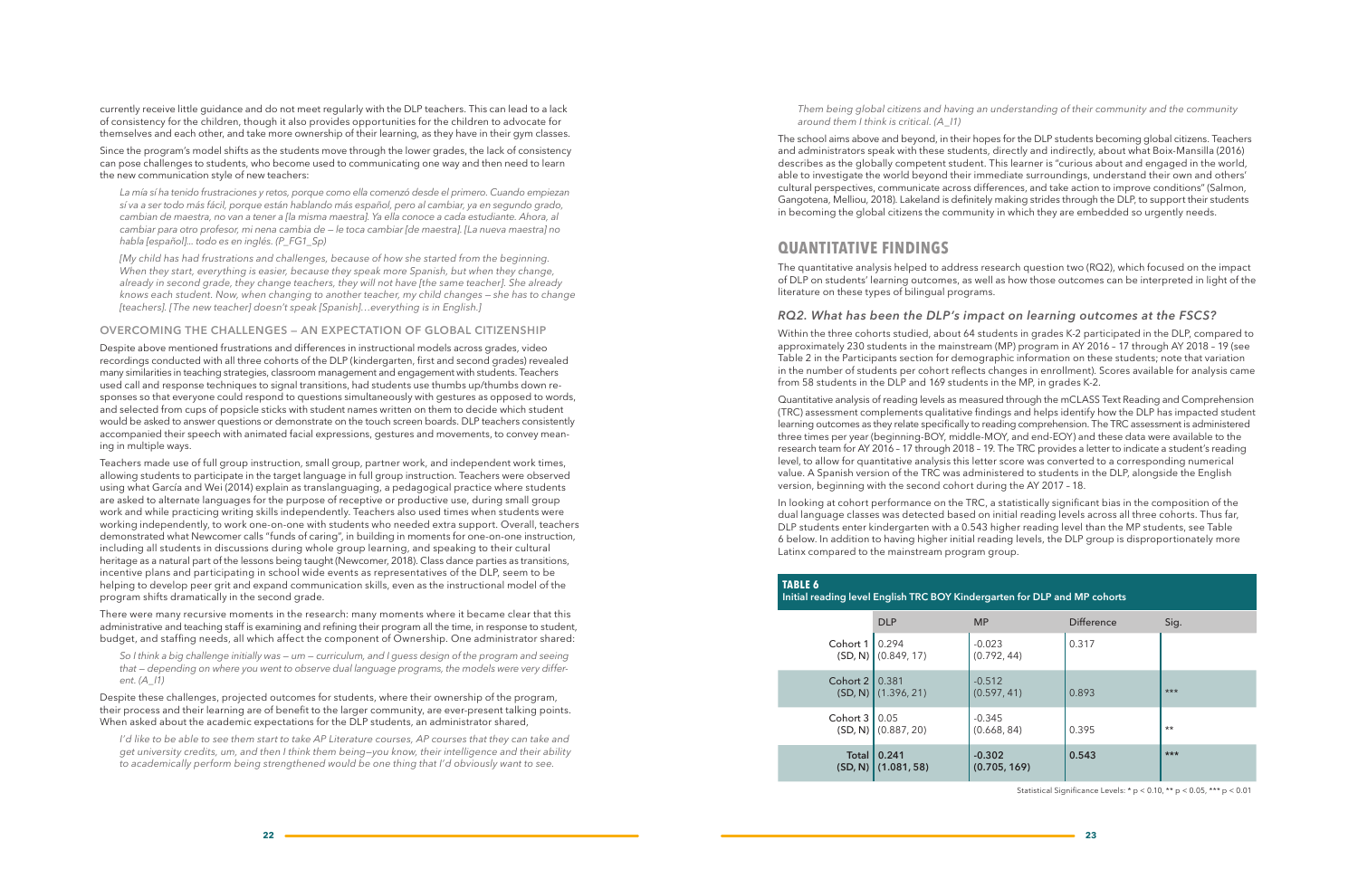currently receive little guidance and do not meet regularly with the DLP teachers. This can lead to a lack of consistency for the children, though it also provides opportunities for the children to advocate for themselves and each other, and take more ownership of their learning, as they have in their gym classes.

Since the program's model shifts as the students move through the lower grades, the lack of consistency can pose challenges to students, who become used to communicating one way and then need to learn the new communication style of new teachers:

*La mía sí ha tenido frustraciones y retos, porque como ella comenzó desde el primero. Cuando empiezan sí va a ser todo más fácil, porque están hablando más español, pero al cambiar, ya en segundo grado, cambian de maestra, no van a tener a [la misma maestra]. Ya ella conoce a cada estudiante. Ahora, al cambiar para otro profesor, mi nena cambia de — le toca cambiar [de maestra]. [La nueva maestra] no habla [español]... todo es en inglés. (P_FG1_Sp)*

*[My child has had frustrations and challenges, because of how she started from the beginning. When they start, everything is easier, because they speak more Spanish, but when they change, already in second grade, they change teachers, they will not have [the same teacher]. She already knows each student. Now, when changing to another teacher, my child changes — she has to change [teachers]. [The new teacher] doesn't speak [Spanish]…everything is in English.]*

### OVERCOMING THE CHALLENGES — AN EXPECTATION OF GLOBAL CITIZENSHIP

Despite above mentioned frustrations and differences in instructional models across grades, video recordings conducted with all three cohorts of the DLP (kindergarten, first and second grades) revealed many similarities in teaching strategies, classroom management and engagement with students. Teachers used call and response techniques to signal transitions, had students use thumbs up/thumbs down responses so that everyone could respond to questions simultaneously with gestures as opposed to words, and selected from cups of popsicle sticks with student names written on them to decide which student would be asked to answer questions or demonstrate on the touch screen boards. DLP teachers consistently accompanied their speech with animated facial expressions, gestures and movements, to convey meaning in multiple ways.

Teachers made use of full group instruction, small group, partner work, and independent work times, allowing students to participate in the target language in full group instruction. Teachers were observed using what García and Wei (2014) explain as translanguaging, a pedagogical practice where students are asked to alternate languages for the purpose of receptive or productive use, during small group work and while practicing writing skills independently. Teachers also used times when students were working independently, to work one-on-one with students who needed extra support. Overall, teachers demonstrated what Newcomer calls "funds of caring", in building in moments for one-on-one instruction, including all students in discussions during whole group learning, and speaking to their cultural heritage as a natural part of the lessons being taught (Newcomer, 2018). Class dance parties as transitions, incentive plans and participating in school wide events as representatives of the DLP, seem to be helping to develop peer grit and expand communication skills, even as the instructional model of the program shifts dramatically in the second grade.

There were many recursive moments in the research: many moments where it became clear that this administrative and teaching staff is examining and refining their program all the time, in response to student, budget, and staffing needs, all which affect the component of Ownership. One administrator shared:

*So I think a big challenge initially was — um — curriculum, and I guess design of the program and seeing that — depending on where you went to observe dual language programs, the models were very different. (A_I1)*

Despite these challenges, projected outcomes for students, where their ownership of the program, their process and their learning are of benefit to the larger community, are ever-present talking points. When asked about the academic expectations for the DLP students, an administrator shared,

*I'd like to be able to see them start to take AP Literature courses, AP courses that they can take and get university credits, um, and then I think them being—you know, their intelligence and their ability to academically perform being strengthened would be one thing that I'd obviously want to see.*

*Them being global citizens and having an understanding of their community and the community around them I think is critical. (A_I1)*

The school aims above and beyond, in their hopes for the DLP students becoming global citizens. Teachers and administrators speak with these students, directly and indirectly, about what Boix-Mansilla (2016) describes as the globally competent student. This learner is "curious about and engaged in the world, able to investigate the world beyond their immediate surroundings, understand their own and others' cultural perspectives, communicate across differences, and take action to improve conditions" (Salmon, Gangotena, Melliou, 2018). Lakeland is definitely making strides through the DLP, to support their students in becoming the global citizens the community in which they are embedded so urgently needs.

## QUANTITATIVE FINDINGS

The quantitative analysis helped to address research question two (RQ2), which focused on the impact of DLP on students' learning outcomes, as well as how those outcomes can be interpreted in light of the literature on these types of bilingual programs.

### *RQ2. What has been the DLP's impact on learning outcomes at the FSCS?*

Within the three cohorts studied, about 64 students in grades K-2 participated in the DLP, compared to approximately 230 students in the mainstream (MP) program in AY 2016 – 17 through AY 2018 – 19 (see Table 2 in the Participants section for demographic information on these students; note that variation in the number of students per cohort reflects changes in enrollment). Scores available for analysis came from 58 students in the DLP and 169 students in the MP, in grades K-2.

Quantitative analysis of reading levels as measured through the mCLASS Text Reading and Comprehension (TRC) assessment complements qualitative findings and helps identify how the DLP has impacted student learning outcomes as they relate specifically to reading comprehension. The TRC assessment is administered three times per year (beginning-BOY, middle-MOY, and end-EOY) and these data were available to the research team for AY 2016 – 17 through 2018 – 19. The TRC provides a letter to indicate a student's reading level, to allow for quantitative analysis this letter score was converted to a corresponding numerical value. A Spanish version of the TRC was administered to students in the DLP, alongside the English version, beginning with the second cohort during the AY 2017 – 18.

In looking at cohort performance on the TRC, a statistically significant bias in the composition of the dual language classes was detected based on initial reading levels across all three cohorts. Thus far, DLP students enter kindergarten with a 0.543 higher reading level than the MP students, see Table 6 below. In addition to having higher initial reading levels, the DLP group is disproportionately more Latinx compared to the mainstream program group.

**TABLE 6**
**Initial reading level English TRC BOY Kindergarten for DLP and MP cohorts**

| | DLP | MP | Difference | Sig. |
|---|---|---|---|---|
| Cohort 1 (SD, N) | 0.294 (0.849, 17) | -0.023 (0.792, 44) | 0.317 | |
| Cohort 2 (SD, N) | 0.381 (1.396, 21) | -0.512 (0.597, 41) | 0.893 | *** |
| Cohort 3 (SD, N) | 0.05 (0.887, 20) | -0.345 (0.668, 84) | 0.395 | ** |
| **Total (SD, N)** | **0.241 (1.081, 58)** | **-0.302 (0.705, 169)** | **0.543** | *** |

Statistical Significance Levels: * $p < 0.10$, ** $p < 0.05$, *** $p < 0.01$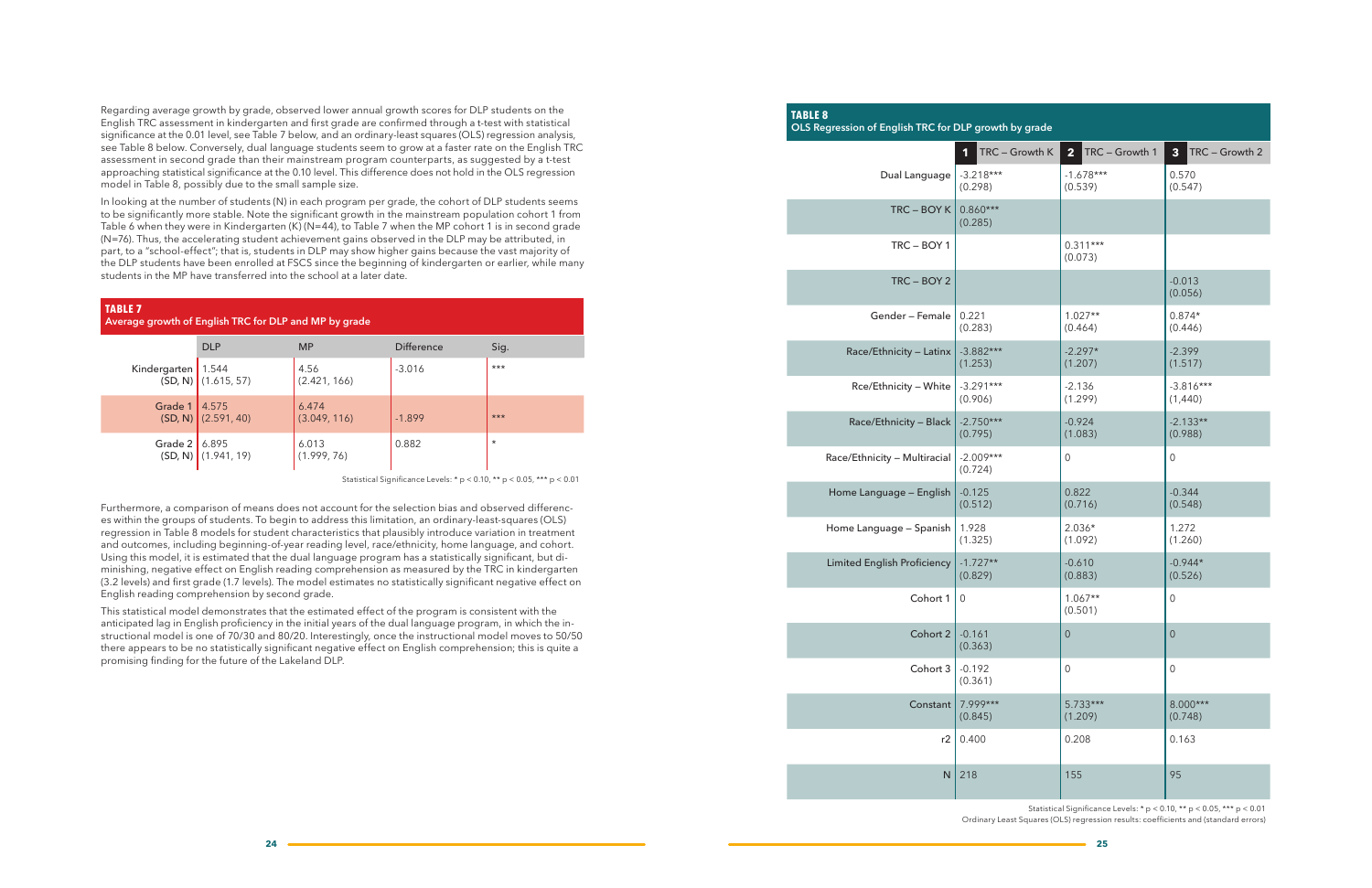Regarding average growth by grade, observed lower annual growth scores for DLP students on the English TRC assessment in kindergarten and first grade are confirmed through a t-test with statistical significance at the 0.01 level, see Table 7 below, and an ordinary-least squares (OLS) regression analysis, see Table 8 below. Conversely, dual language students seem to grow at a faster rate on the English TRC assessment in second grade than their mainstream program counterparts, as suggested by a t-test approaching statistical significance at the 0.10 level. This difference does not hold in the OLS regression model in Table 8, possibly due to the small sample size.

In looking at the number of students (N) in each program per grade, the cohort of DLP students seems to be significantly more stable. Note the significant growth in the mainstream population cohort 1 from Table 6 when they were in Kindergarten (K) (N=44), to Table 7 when the MP cohort 1 is in second grade (N=76). Thus, the accelerating student achievement gains observed in the DLP may be attributed, in part, to a "school-effect"; that is, students in DLP may show higher gains because the vast majority of the DLP students have been enrolled at FSCS since the beginning of kindergarten or earlier, while many students in the MP have transferred into the school at a later date.

**TABLE 7**
**Average growth of English TRC for DLP and MP by grade**

| | DLP | MP | Difference | Sig. |
|---|---|---|---|---|
| Kindergarten (SD, N) | 1.544 (1.615, 57) | 4.56 (2.421, 166) | -3.016 | *** |
| Grade 1 (SD, N) | 4.575 (2.591, 40) | 6.474 (3.049, 116) | -1.899 | *** |
| Grade 2 (SD, N) | 6.895 (1.941, 19) | 6.013 (1.999, 76) | 0.882 | * |

Statistical Significance Levels: * p < 0.10, ** p < 0.05, *** p < 0.01

Furthermore, a comparison of means does not account for the selection bias and observed differences within the groups of students. To begin to address this limitation, an ordinary-least-squares (OLS) regression in Table 8 models for student characteristics that plausibly introduce variation in treatment and outcomes, including beginning-of-year reading level, race/ethnicity, home language, and cohort. Using this model, it is estimated that the dual language program has a statistically significant, but diminishing, negative effect on English reading comprehension as measured by the TRC in kindergarten (3.2 levels) and first grade (1.7 levels). The model estimates no statistically significant negative effect on English reading comprehension by second grade.

This statistical model demonstrates that the estimated effect of the program is consistent with the anticipated lag in English proficiency in the initial years of the dual language program, in which the instructional model is one of 70/30 and 80/20. Interestingly, once the instructional model moves to 50/50 there appears to be no statistically significant negative effect on English comprehension; this is quite a promising finding for the future of the Lakeland DLP.

**TABLE 8**
**OLS Regression of English TRC for DLP growth by grade**

| | 1 TRC – Growth K | 2 TRC – Growth 1 | 3 TRC – Growth 2 |
|---|---|---|---|
| Dual Language | -3.218*** (0.298) | -1.678*** (0.539) | 0.570 (0.547) |
| TRC – BOY K | 0.860*** (0.285) | | |
| TRC – BOY 1 | | 0.311*** (0.073) | |
| TRC – BOY 2 | | | -0.013 (0.056) |
| Gender – Female | 0.221 (0.283) | 1.027** (0.464) | 0.874* (0.446) |
| Race/Ethnicity – Latinx | -3.882*** (1.253) | -2.297* (1.207) | -2.399 (1.517) |
| Rce/Ethnicity – White | -3.291*** (0.906) | -2.136 (1.299) | -3.816*** (1,440) |
| Race/Ethnicity – Black | -2.750*** (0.795) | -0.924 (1.083) | -2.133** (0.988) |
| Race/Ethnicity – Multiracial | -2.009*** (0.724) | 0 | 0 |
| Home Language – English | -0.125 (0.512) | 0.822 (0.716) | -0.344 (0.548) |
| Home Language – Spanish | 1.928 (1.325) | 2.036* (1.092) | 1.272 (1.260) |
| Limited English Proficiency | -1.727** (0.829) | -0.610 (0.883) | -0.944* (0.526) |
| Cohort 1 | 0 | 1.067** (0.501) | 0 |
| Cohort 2 | -0.161 (0.363) | 0 | 0 |
| Cohort 3 | -0.192 (0.361) | 0 | 0 |
| Constant | 7.999*** (0.845) | 5.733*** (1.209) | 8.000*** (0.748) |
| r2 | 0.400 | 0.208 | 0.163 |
| N | 218 | 155 | 95 |

Statistical Significance Levels: * p < 0.10, ** p < 0.05, *** p < 0.01
Ordinary Least Squares (OLS) regression results: coefficients and (standard errors)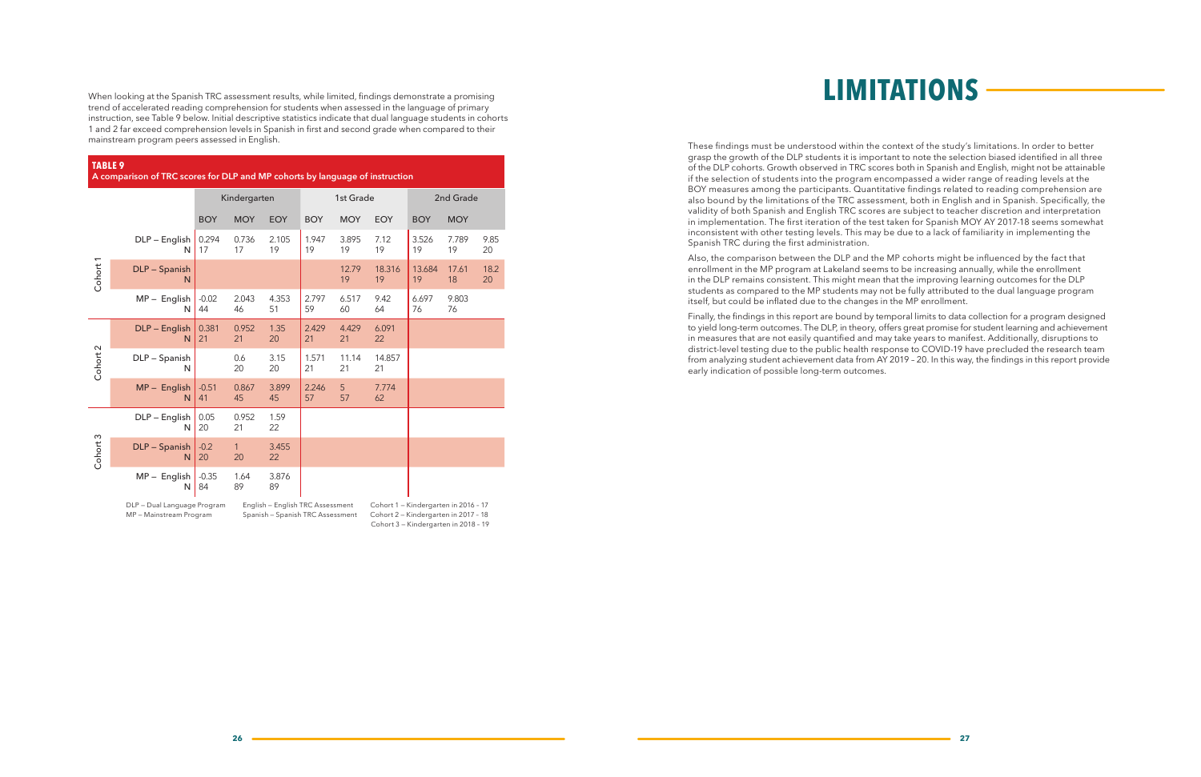When looking at the Spanish TRC assessment results, while limited, findings demonstrate a promising trend of accelerated reading comprehension for students when assessed in the language of primary instruction, see Table 9 below. Initial descriptive statistics indicate that dual language students in cohorts 1 and 2 far exceed comprehension levels in Spanish in first and second grade when compared to their mainstream program peers assessed in English.

**TABLE 9**
**A comparison of TRC scores for DLP and MP cohorts by language of instruction**

| | | Kindergarten | | | 1st Grade | | | 2nd Grade | | |
|---|---|---|---|---|---|---|---|---|---|---|
| | | BOY | MOY | EOY | BOY | MOY | EOY | BOY | MOY | |
| Cohort 1 | DLP – English | 0.294 | 0.736 | 2.105 | 1.947 | 3.895 | 7.12 | 3.526 | 7.789 | 9.85 |
| | N | 17 | 17 | 19 | 19 | 19 | 19 | 19 | 19 | 20 |
| | DLP – Spanish | | | | | 12.79 | 18.316 | 13.684 | 17.61 | 18.2 |
| | N | | | | | 19 | 19 | 19 | 18 | 20 |
| | MP – English | -0.02 | 2.043 | 4.353 | 2.797 | 6.517 | 9.42 | 6.697 | 9.803 | |
| | N | 44 | 46 | 51 | 59 | 60 | 64 | 76 | 76 | |
| Cohort 2 | DLP – English | 0.381 | 0.952 | 1.35 | 2.429 | 4.429 | 6.091 | | | |
| | N | 21 | 21 | 20 | 21 | 21 | 22 | | | |
| | DLP – Spanish | | 0.6 | 3.15 | 1.571 | 11.14 | 14.857 | | | |
| | N | | 20 | 20 | 21 | 21 | 21 | | | |
| | MP – English | -0.51 | 0.867 | 3.899 | 2.246 | 5 | 7.774 | | | |
| | N | 41 | 45 | 45 | 57 | 57 | 62 | | | |
| Cohort 3 | DLP – English | 0.05 | 0.952 | 1.59 | | | | | | |
| | N | 20 | 21 | 22 | | | | | | |
| | DLP – Spanish | -0.2 | 1 | 3.455 | | | | | | |
| | N | 20 | 20 | 22 | | | | | | |
| | MP – English | -0.35 | 1.64 | 3.876 | | | | | | |
| | N | 84 | 89 | 89 | | | | | | |

DLP – Dual Language Program
MP – Mainstream Program

English – English TRC Assessment
Spanish – Spanish TRC Assessment

Cohort 1 – Kindergarten in 2016 - 17
Cohort 2 – Kindergarten in 2017 - 18
Cohort 3 – Kindergarten in 2018 - 19

# LIMITATIONS

These findings must be understood within the context of the study's limitations. In order to better grasp the growth of the DLP students it is important to note the selection biased identified in all three of the DLP cohorts. Growth observed in TRC scores both in Spanish and English, might not be attainable if the selection of students into the program encompassed a wider range of reading levels at the BOY measures among the participants. Quantitative findings related to reading comprehension are also bound by the limitations of the TRC assessment, both in English and in Spanish. Specifically, the validity of both Spanish and English TRC scores are subject to teacher discretion and interpretation in implementation. The first iteration of the test taken for Spanish MOY AY 2017-18 seems somewhat inconsistent with other testing levels. This may be due to a lack of familiarity in implementing the Spanish TRC during the first administration.

Also, the comparison between the DLP and the MP cohorts might be influenced by the fact that enrollment in the MP program at Lakeland seems to be increasing annually, while the enrollment in the DLP remains consistent. This might mean that the improving learning outcomes for the DLP students as compared to the MP students may not be fully attributed to the dual language program itself, but could be inflated due to the changes in the MP enrollment.

Finally, the findings in this report are bound by temporal limits to data collection for a program designed to yield long-term outcomes. The DLP, in theory, offers great promise for student learning and achievement in measures that are not easily quantified and may take years to manifest. Additionally, disruptions to district-level testing due to the public health response to COVID-19 have precluded the research team from analyzing student achievement data from AY 2019 – 20. In this way, the findings in this report provide early indication of possible long-term outcomes.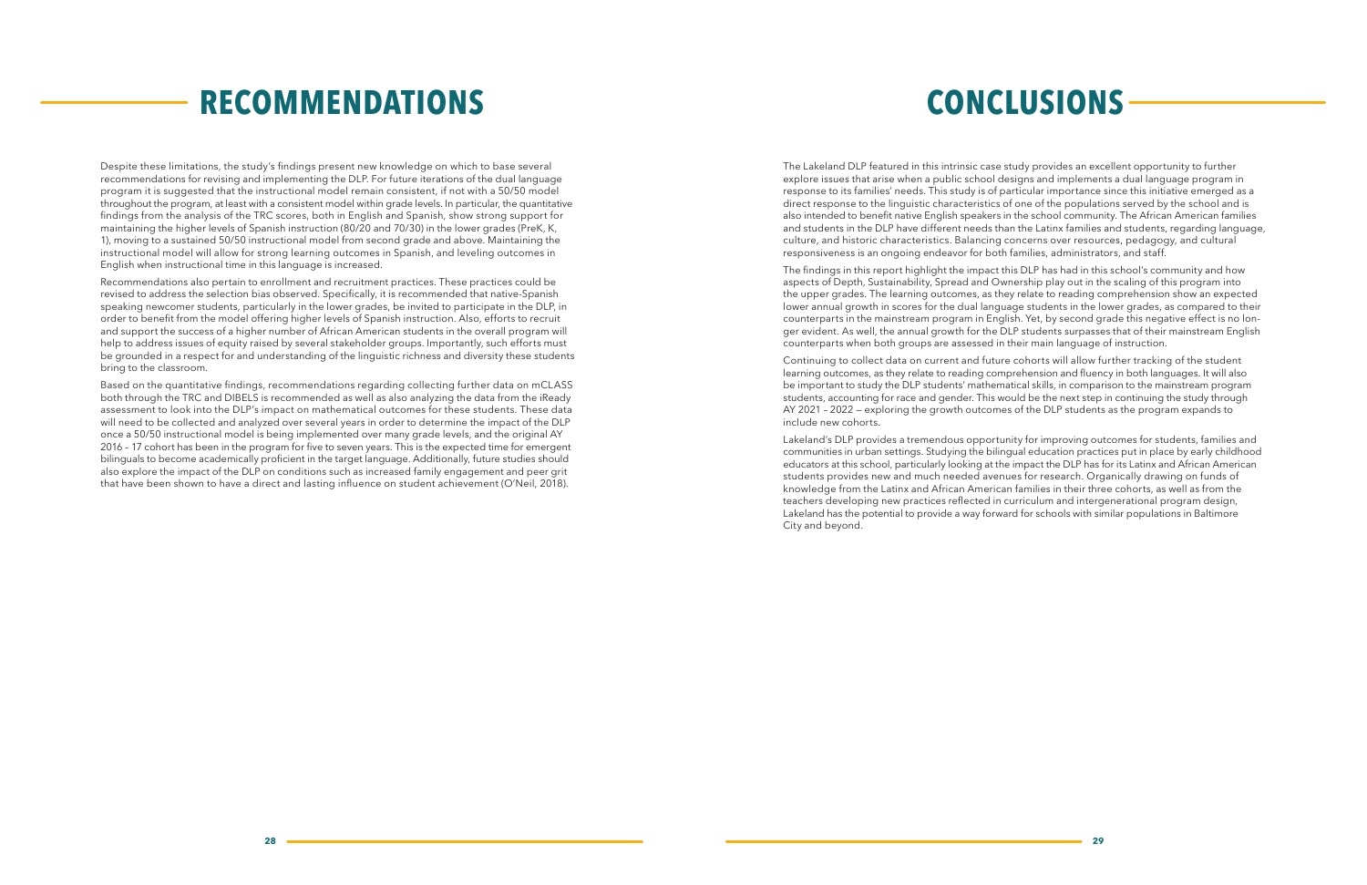# RECOMMENDATIONS

Despite these limitations, the study's findings present new knowledge on which to base several recommendations for revising and implementing the DLP. For future iterations of the dual language program it is suggested that the instructional model remain consistent, if not with a 50/50 model throughout the program, at least with a consistent model within grade levels. In particular, the quantitative findings from the analysis of the TRC scores, both in English and Spanish, show strong support for maintaining the higher levels of Spanish instruction (80/20 and 70/30) in the lower grades (PreK, K, 1), moving to a sustained 50/50 instructional model from second grade and above. Maintaining the instructional model will allow for strong learning outcomes in Spanish, and leveling outcomes in English when instructional time in this language is increased.

Recommendations also pertain to enrollment and recruitment practices. These practices could be revised to address the selection bias observed. Specifically, it is recommended that native-Spanish speaking newcomer students, particularly in the lower grades, be invited to participate in the DLP, in order to benefit from the model offering higher levels of Spanish instruction. Also, efforts to recruit and support the success of a higher number of African American students in the overall program will help to address issues of equity raised by several stakeholder groups. Importantly, such efforts must be grounded in a respect for and understanding of the linguistic richness and diversity these students bring to the classroom.

Based on the quantitative findings, recommendations regarding collecting further data on mCLASS both through the TRC and DIBELS is recommended as well as also analyzing the data from the iReady assessment to look into the DLP's impact on mathematical outcomes for these students. These data will need to be collected and analyzed over several years in order to determine the impact of the DLP once a 50/50 instructional model is being implemented over many grade levels, and the original AY 2016 – 17 cohort has been in the program for five to seven years. This is the expected time for emergent bilinguals to become academically proficient in the target language. Additionally, future studies should also explore the impact of the DLP on conditions such as increased family engagement and peer grit that have been shown to have a direct and lasting influence on student achievement (O'Neil, 2018).

# CONCLUSIONS

The Lakeland DLP featured in this intrinsic case study provides an excellent opportunity to further explore issues that arise when a public school designs and implements a dual language program in response to its families' needs. This study is of particular importance since this initiative emerged as a direct response to the linguistic characteristics of one of the populations served by the school and is also intended to benefit native English speakers in the school community. The African American families and students in the DLP have different needs than the Latinx families and students, regarding language, culture, and historic characteristics. Balancing concerns over resources, pedagogy, and cultural responsiveness is an ongoing endeavor for both families, administrators, and staff.

The findings in this report highlight the impact this DLP has had in this school's community and how aspects of Depth, Sustainability, Spread and Ownership play out in the scaling of this program into the upper grades. The learning outcomes, as they relate to reading comprehension show an expected lower annual growth in scores for the dual language students in the lower grades, as compared to their counterparts in the mainstream program in English. Yet, by second grade this negative effect is no longer evident. As well, the annual growth for the DLP students surpasses that of their mainstream English counterparts when both groups are assessed in their main language of instruction.

Continuing to collect data on current and future cohorts will allow further tracking of the student learning outcomes, as they relate to reading comprehension and fluency in both languages. It will also be important to study the DLP students' mathematical skills, in comparison to the mainstream program students, accounting for race and gender. This would be the next step in continuing the study through AY 2021 – 2022 — exploring the growth outcomes of the DLP students as the program expands to include new cohorts.

Lakeland's DLP provides a tremendous opportunity for improving outcomes for students, families and communities in urban settings. Studying the bilingual education practices put in place by early childhood educators at this school, particularly looking at the impact the DLP has for its Latinx and African American students provides new and much needed avenues for research. Organically drawing on funds of knowledge from the Latinx and African American families in their three cohorts, as well as from the teachers developing new practices reflected in curriculum and intergenerational program design, Lakeland has the potential to provide a way forward for schools with similar populations in Baltimore City and beyond.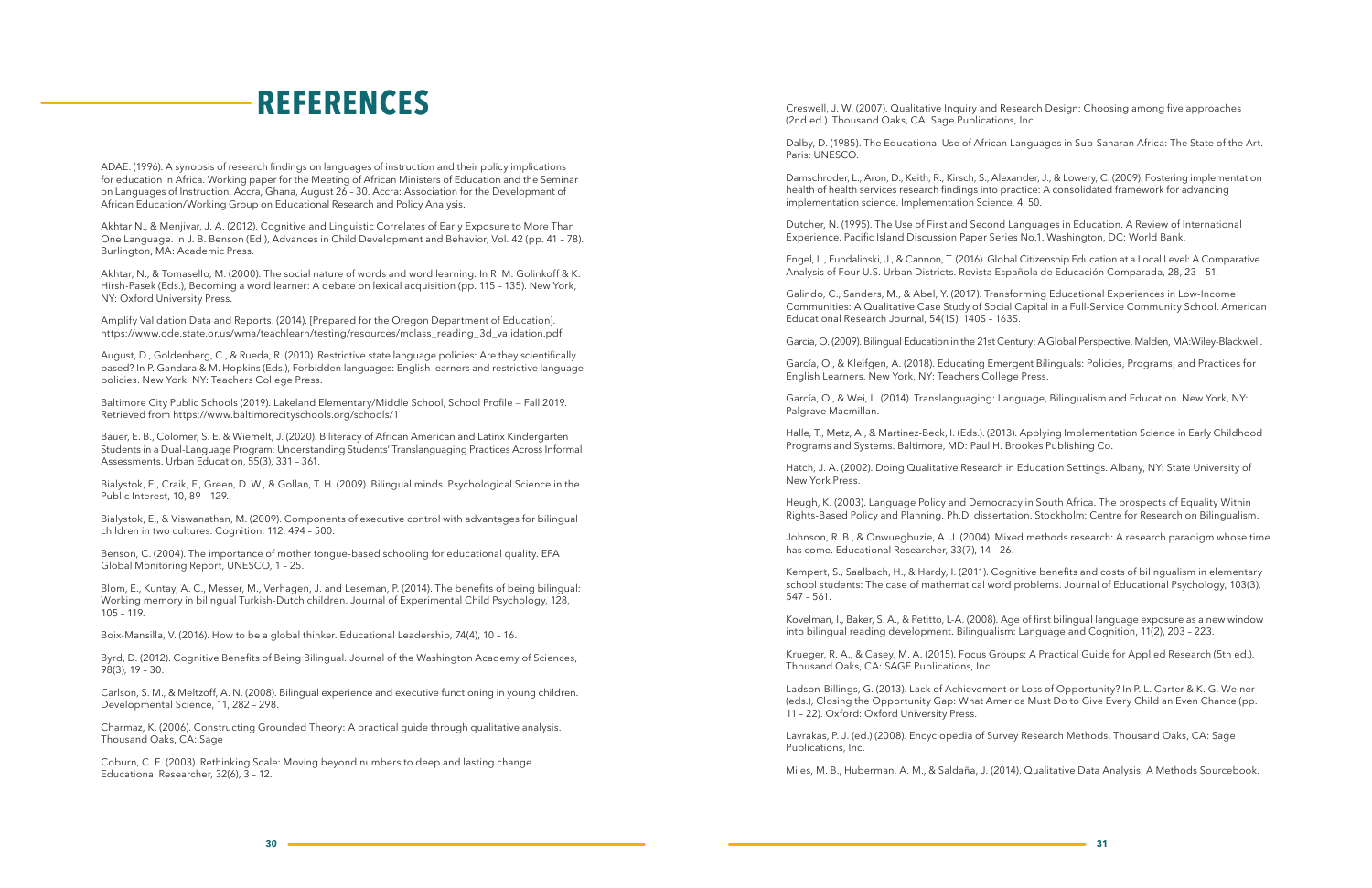# REFERENCES

ADAE. (1996). A synopsis of research findings on languages of instruction and their policy implications for education in Africa. Working paper for the Meeting of African Ministers of Education and the Seminar on Languages of Instruction, Accra, Ghana, August 26 – 30. Accra: Association for the Development of African Education/Working Group on Educational Research and Policy Analysis.

Akhtar N., & Menjivar, J. A. (2012). Cognitive and Linguistic Correlates of Early Exposure to More Than One Language. In J. B. Benson (Ed.), Advances in Child Development and Behavior, Vol. 42 (pp. 41 – 78). Burlington, MA: Academic Press.

Akhtar, N., & Tomasello, M. (2000). The social nature of words and word learning. In R. M. Golinkoff & K. Hirsh-Pasek (Eds.), Becoming a word learner: A debate on lexical acquisition (pp. 115 – 135). New York, NY: Oxford University Press.

Amplify Validation Data and Reports. (2014). [Prepared for the Oregon Department of Education]. https://www.ode.state.or.us/wma/teachlearn/testing/resources/mclass_reading_3d_validation.pdf

August, D., Goldenberg, C., & Rueda, R. (2010). Restrictive state language policies: Are they scientifically based? In P. Gandara & M. Hopkins (Eds.), Forbidden languages: English learners and restrictive language policies. New York, NY: Teachers College Press.

Baltimore City Public Schools (2019). Lakeland Elementary/Middle School, School Profile — Fall 2019. Retrieved from https://www.baltimorecityschools.org/schools/1

Bauer, E. B., Colomer, S. E. & Wiemelt, J. (2020). Biliteracy of African American and Latinx Kindergarten Students in a Dual-Language Program: Understanding Students' Translanguaging Practices Across Informal Assessments. Urban Education, 55(3), 331 – 361.

Bialystok, E., Craik, F., Green, D. W., & Gollan, T. H. (2009). Bilingual minds. Psychological Science in the Public Interest, 10, 89 – 129.

Bialystok, E., & Viswanathan, M. (2009). Components of executive control with advantages for bilingual children in two cultures. Cognition, 112, 494 – 500.

Benson, C. (2004). The importance of mother tongue-based schooling for educational quality. EFA Global Monitoring Report, UNESCO, 1 – 25.

Blom, E., Kuntay, A. C., Messer, M., Verhagen, J. and Leseman, P. (2014). The benefits of being bilingual: Working memory in bilingual Turkish-Dutch children. Journal of Experimental Child Psychology, 128, 105 – 119.

Boix-Mansilla, V. (2016). How to be a global thinker. Educational Leadership, 74(4), 10 – 16.

Byrd, D. (2012). Cognitive Benefits of Being Bilingual. Journal of the Washington Academy of Sciences, 98(3), 19 – 30.

Carlson, S. M., & Meltzoff, A. N. (2008). Bilingual experience and executive functioning in young children. Developmental Science, 11, 282 – 298.

Charmaz, K. (2006). Constructing Grounded Theory: A practical guide through qualitative analysis. Thousand Oaks, CA: Sage

Coburn, C. E. (2003). Rethinking Scale: Moving beyond numbers to deep and lasting change. Educational Researcher, 32(6), 3 – 12.

Creswell, J. W. (2007). Qualitative Inquiry and Research Design: Choosing among five approaches (2nd ed.). Thousand Oaks, CA: Sage Publications, Inc.

Dalby, D. (1985). The Educational Use of African Languages in Sub-Saharan Africa: The State of the Art. Paris: UNESCO.

Damschroder, L., Aron, D., Keith, R., Kirsch, S., Alexander, J., & Lowery, C. (2009). Fostering implementation health of health services research findings into practice: A consolidated framework for advancing implementation science. Implementation Science, 4, 50.

Dutcher, N. (1995). The Use of First and Second Languages in Education. A Review of International Experience. Pacific Island Discussion Paper Series No.1. Washington, DC: World Bank.

Engel, L., Fundalinski, J., & Cannon, T. (2016). Global Citizenship Education at a Local Level: A Comparative Analysis of Four U.S. Urban Districts. Revista Española de Educación Comparada, 28, 23 – 51.

Galindo, C., Sanders, M., & Abel, Y. (2017). Transforming Educational Experiences in Low-Income Communities: A Qualitative Case Study of Social Capital in a Full-Service Community School. American Educational Research Journal, 54(1S), 140S – 163S.

García, O. (2009). Bilingual Education in the 21st Century: A Global Perspective. Malden, MA:Wiley-Blackwell.

García, O., & Kleifgen, A. (2018). Educating Emergent Bilinguals: Policies, Programs, and Practices for English Learners. New York, NY: Teachers College Press.

García, O., & Wei, L. (2014). Translanguaging: Language, Bilingualism and Education. New York, NY: Palgrave Macmillan.

Halle, T., Metz, A., & Martinez-Beck, I. (Eds.). (2013). Applying Implementation Science in Early Childhood Programs and Systems. Baltimore, MD: Paul H. Brookes Publishing Co.

Hatch, J. A. (2002). Doing Qualitative Research in Education Settings. Albany, NY: State University of New York Press.

Heugh, K. (2003). Language Policy and Democracy in South Africa. The prospects of Equality Within Rights-Based Policy and Planning. Ph.D. dissertation. Stockholm: Centre for Research on Bilingualism.

Johnson, R. B., & Onwuegbuzie, A. J. (2004). Mixed methods research: A research paradigm whose time has come. Educational Researcher, 33(7), 14 – 26.

Kempert, S., Saalbach, H., & Hardy, I. (2011). Cognitive benefits and costs of bilingualism in elementary school students: The case of mathematical word problems. Journal of Educational Psychology, 103(3), 547 – 561.

Kovelman, I., Baker, S. A., & Petitto, L-A. (2008). Age of first bilingual language exposure as a new window into bilingual reading development. Bilingualism: Language and Cognition, 11(2), 203 – 223.

Krueger, R. A., & Casey, M. A. (2015). Focus Groups: A Practical Guide for Applied Research (5th ed.). Thousand Oaks, CA: SAGE Publications, Inc.

Ladson-Billings, G. (2013). Lack of Achievement or Loss of Opportunity? In P. L. Carter & K. G. Welner (eds.), Closing the Opportunity Gap: What America Must Do to Give Every Child an Even Chance (pp. 11 – 22). Oxford: Oxford University Press.

Lavrakas, P. J. (ed.) (2008). Encyclopedia of Survey Research Methods. Thousand Oaks, CA: Sage Publications, Inc.

Miles, M. B., Huberman, A. M., & Saldaña, J. (2014). Qualitative Data Analysis: A Methods Sourcebook.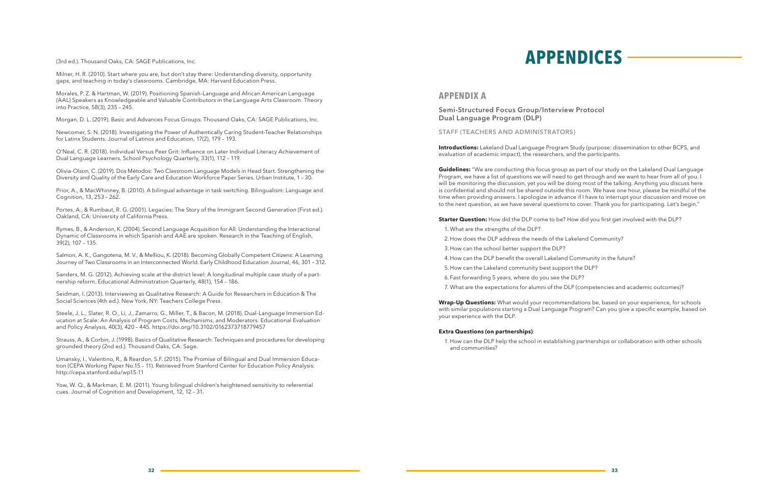(3rd ed.). Thousand Oaks, CA: SAGE Publications, Inc.

Milner, H. R. (2010). Start where you are, but don't stay there: Understanding diversity, opportunity gaps, and teaching in today's classrooms. Cambridge, MA: Harvard Education Press.

Morales, P. Z. & Hartman, W. (2019). Positioning Spanish-Language and African American Language (AAL) Speakers as Knowledgeable and Valuable Contributors in the Language Arts Classroom. Theory into Practice, 58(3), 235 – 245.

Morgan, D. L. (2019). Basic and Advances Focus Groups. Thousand Oaks, CA: SAGE Publications, Inc.

Newcomer, S. N. (2018). Investigating the Power of Authentically Caring Student-Teacher Relationships for Latinx Students. Journal of Latinos and Education, 17(2), 179 – 193.

O'Neal, C. R. (2018). Individual Versus Peer Grit: Influence on Later Individual Literacy Achievement of Dual Language Learners. School Psychology Quarterly, 33(1), 112 – 119.

Olivia-Olson, C. (2019). Dos Métodos: Two Classroom Language Models in Head Start. Strengthening the Diversity and Quality of the Early Care and Education Workforce Paper Series. Urban Institute, 1 – 30.

Prior, A., & MacWhinney, B. (2010). A bilingual advantage in task switching. Bilingualism: Language and Cognition, 13, 253 – 262.

Portes, A., & Rumbaut, R. G. (2001). Legacies: The Story of the Immigrant Second Generation (First ed.). Oakland, CA: University of California Press.

Rymes, B., & Anderson, K. (2004). Second Language Acquisition for All: Understanding the Interactional Dynamic of Classrooms in which Spanish and AAE are spoken. Research in the Teaching of English, 39(2), 107 – 135.

Salmon, A. K., Gangotena, M. V., & Melliou, K. (2018). Becoming Globally Competent Citizens: A Learning Journey of Two Classrooms in an Interconnected World. Early Childhood Education Journal, 46, 301 – 312.

Sanders, M. G. (2012). Achieving scale at the district level: A longitudinal multiple case study of a partnership reform. Educational Administration Quarterly, 48(1), 154 – 186.

Seidman, I. (2013). Interviewing as Qualitative Research: A Guide for Researchers in Education & The Social Sciences (4th ed.). New York, NY: Teachers College Press.

Steele, J. L., Slater, R. O., Li, J., Zamarro, G., Miller, T., & Bacon, M. (2018). Dual-Language Immersion Education at Scale: An Analysis of Program Costs, Mechanisms, and Moderators. Educational Evaluation and Policy Analysis, 40(3), 420 – 445. https://doi.org/10.3102/0162373718779457

Strauss, A., & Corbin, J. (1998). Basics of Qualitative Research: Techniques and procedures for developing grounded theory (2nd ed.). Thousand Oaks, CA: Sage.

Umansky, I., Valentino, R., & Reardon, S.F. (2015). The Promise of Bilingual and Dual Immersion Education (CEPA Working Paper No.15 – 11). Retrieved from Stanford Center for Education Policy Analysis: http://cepa.stanford.edu/wp15-11

Yow, W. Q., & Markman, E. M. (2011). Young bilingual children's heightened sensitivity to referential cues. Journal of Cognition and Development, 12, 12 – 31.

# APPENDICES

## APPENDIX A

### Semi-Structured Focus Group/Interview Protocol Dual Language Program (DLP)

STAFF (TEACHERS AND ADMINISTRATORS)

**Introductions:** Lakeland Dual Language Program Study (purpose: dissemination to other BCPS, and evaluation of academic impact), the researchers, and the participants.

**Guidelines:** "We are conducting this focus group as part of our study on the Lakeland Dual Language Program, we have a list of questions we will need to get through and we want to hear from all of you. I will be monitoring the discussion, yet you will be doing most of the talking. Anything you discuss here is confidential and should not be shared outside this room. We have one hour, please be mindful of the time when providing answers. I apologize in advance if I have to interrupt your discussion and move on to the next question, as we have several questions to cover. Thank you for participating. Let's begin."

**Starter Question:** How did the DLP come to be? How did you first get involved with the DLP?

1. What are the strengths of the DLP?
2. How does the DLP address the needs of the Lakeland Community?
3. How can the school better support the DLP?
4. How can the DLP benefit the overall Lakeland Community in the future?
5. How can the Lakeland community best support the DLP?
6. Fast forwarding 5 years, where do you see the DLP?
7. What are the expectations for alumni of the DLP (competencies and academic outcomes)?

**Wrap-Up Questions:** What would your recommendations be, based on your experience, for schools with similar populations starting a Dual Language Program? Can you give a specific example, based on your experience with the DLP.

**Extra Questions (on partnerships)**:

1. How can the DLP help the school in establishing partnerships or collaboration with other schools and communities?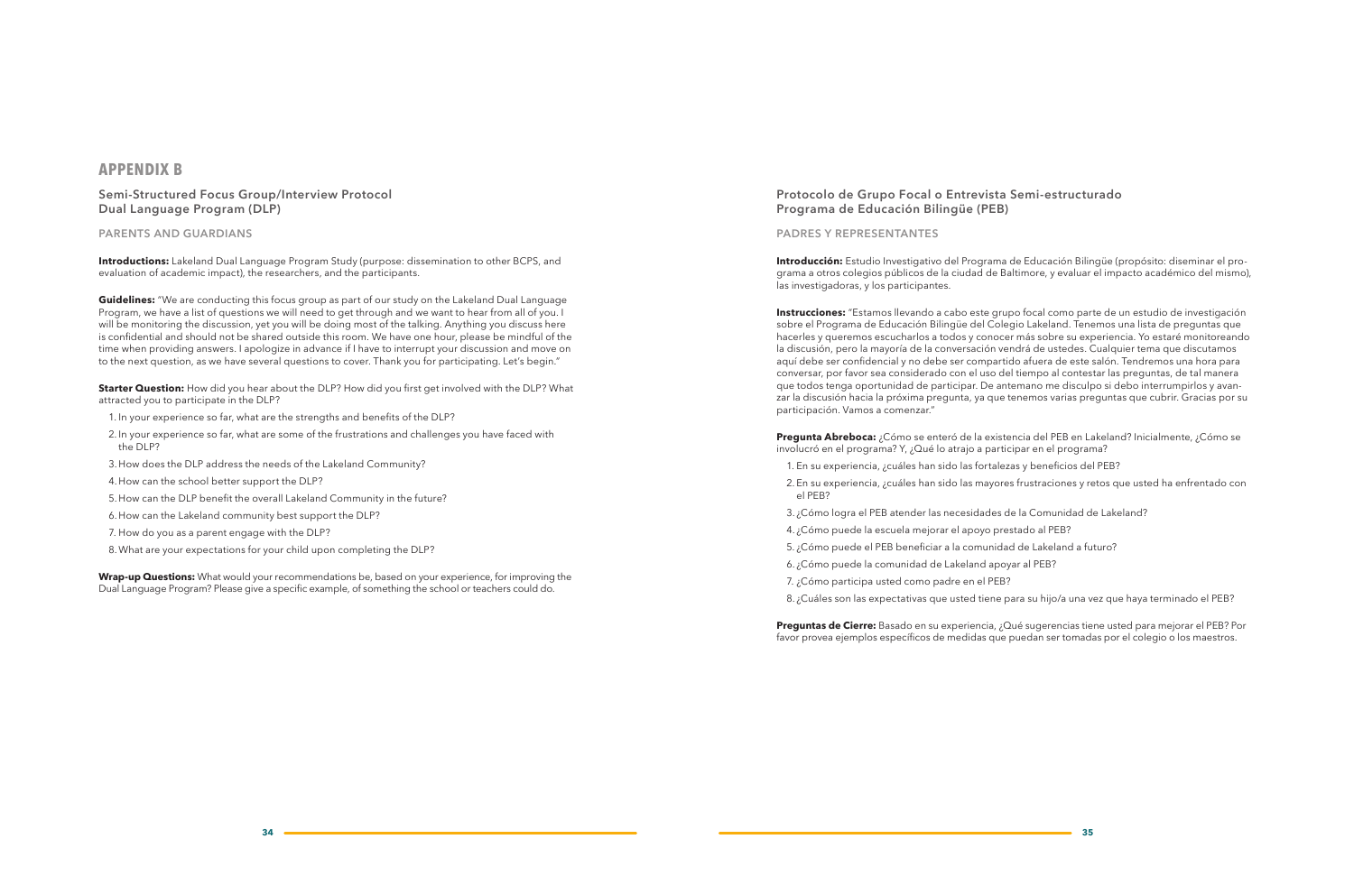# APPENDIX B

## Semi-Structured Focus Group/Interview Protocol
## Dual Language Program (DLP)

### PARENTS AND GUARDIANS

**Introductions:** Lakeland Dual Language Program Study (purpose: dissemination to other BCPS, and evaluation of academic impact), the researchers, and the participants.

**Guidelines:** "We are conducting this focus group as part of our study on the Lakeland Dual Language Program, we have a list of questions we will need to get through and we want to hear from all of you. I will be monitoring the discussion, yet you will be doing most of the talking. Anything you discuss here is confidential and should not be shared outside this room. We have one hour, please be mindful of the time when providing answers. I apologize in advance if I have to interrupt your discussion and move on to the next question, as we have several questions to cover. Thank you for participating. Let's begin."

**Starter Question:** How did you hear about the DLP? How did you first get involved with the DLP? What attracted you to participate in the DLP?

1. In your experience so far, what are the strengths and benefits of the DLP?
2. In your experience so far, what are some of the frustrations and challenges you have faced with the DLP?
3. How does the DLP address the needs of the Lakeland Community?
4. How can the school better support the DLP?
5. How can the DLP benefit the overall Lakeland Community in the future?
6. How can the Lakeland community best support the DLP?
7. How do you as a parent engage with the DLP?
8. What are your expectations for your child upon completing the DLP?

**Wrap-up Questions:** What would your recommendations be, based on your experience, for improving the Dual Language Program? Please give a specific example, of something the school or teachers could do.

## Protocolo de Grupo Focal o Entrevista Semi-estructurado
## Programa de Educación Bilingüe (PEB)

### PADRES Y REPRESENTANTES

**Introducción:** Estudio Investigativo del Programa de Educación Bilingüe (propósito: diseminar el programa a otros colegios públicos de la ciudad de Baltimore, y evaluar el impacto académico del mismo), las investigadoras, y los participantes.

**Instrucciones:** "Estamos llevando a cabo este grupo focal como parte de un estudio de investigación sobre el Programa de Educación Bilingüe del Colegio Lakeland. Tenemos una lista de preguntas que hacerles y queremos escucharlos a todos y conocer más sobre su experiencia. Yo estaré monitoreando la discusión, pero la mayoría de la conversación vendrá de ustedes. Cualquier tema que discutamos aquí debe ser confidencial y no debe ser compartido afuera de este salón. Tendremos una hora para conversar, por favor sea considerado con el uso del tiempo al contestar las preguntas, de tal manera que todos tenga oportunidad de participar. De antemano me disculpo si debo interrumpirlos y avanzar la discusión hacia la próxima pregunta, ya que tenemos varias preguntas que cubrir. Gracias por su participación. Vamos a comenzar."

**Pregunta Abreboca:** ¿Cómo se enteró de la existencia del PEB en Lakeland? Inicialmente, ¿Cómo se involucró en el programa? Y, ¿Qué lo atrajo a participar en el programa?

1. En su experiencia, ¿cuáles han sido las fortalezas y beneficios del PEB?
2. En su experiencia, ¿cuáles han sido las mayores frustraciones y retos que usted ha enfrentado con el PEB?
3. ¿Cómo logra el PEB atender las necesidades de la Comunidad de Lakeland?
4. ¿Cómo puede la escuela mejorar el apoyo prestado al PEB?
5. ¿Cómo puede el PEB beneficiar a la comunidad de Lakeland a futuro?
6. ¿Cómo puede la comunidad de Lakeland apoyar al PEB?
7. ¿Cómo participa usted como padre en el PEB?
8. ¿Cuáles son las expectativas que usted tiene para su hijo/a una vez que haya terminado el PEB?

**Preguntas de Cierre:** Basado en su experiencia, ¿Qué sugerencias tiene usted para mejorar el PEB? Por favor provea ejemplos específicos de medidas que puedan ser tomadas por el colegio o los maestros.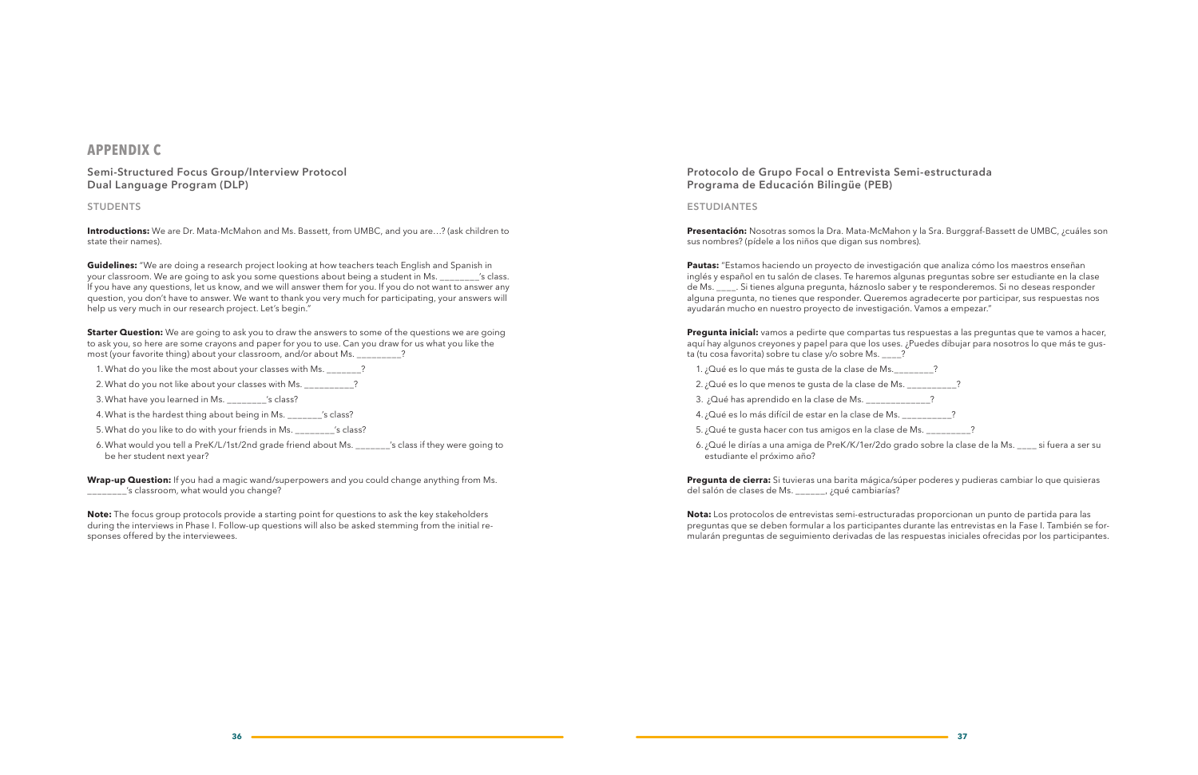# APPENDIX C

## Semi-Structured Focus Group/Interview Protocol Dual Language Program (DLP)

### STUDENTS

**Introductions:** We are Dr. Mata-McMahon and Ms. Bassett, from UMBC, and you are…? (ask children to state their names).

**Guidelines:** "We are doing a research project looking at how teachers teach English and Spanish in your classroom. We are going to ask you some questions about being a student in Ms. ________'s class. If you have any questions, let us know, and we will answer them for you. If you do not want to answer any question, you don't have to answer. We want to thank you very much for participating, your answers will help us very much in our research project. Let's begin."

**Starter Question:** We are going to ask you to draw the answers to some of the questions we are going to ask you, so here are some crayons and paper for you to use. Can you draw for us what you like the most (your favorite thing) about your classroom, and/or about Ms. _________?

1. What do you like the most about your classes with Ms. _______?
2. What do you not like about your classes with Ms. __________?
3. What have you learned in Ms. ________'s class?
4. What is the hardest thing about being in Ms. _______'s class?
5. What do you like to do with your friends in Ms. ________'s class?
6. What would you tell a PreK/L/1st/2nd grade friend about Ms. _______'s class if they were going to be her student next year?

**Wrap-up Question:** If you had a magic wand/superpowers and you could change anything from Ms. _______'s classroom, what would you change?

**Note:** The focus group protocols provide a starting point for questions to ask the key stakeholders during the interviews in Phase I. Follow-up questions will also be asked stemming from the initial responses offered by the interviewees.

## Protocolo de Grupo Focal o Entrevista Semi-estructurada Programa de Educación Bilingüe (PEB)

### ESTUDIANTES

**Presentación:** Nosotras somos la Dra. Mata-McMahon y la Sra. Burggraf-Bassett de UMBC, ¿cuáles son sus nombres? (pídele a los niños que digan sus nombres).

**Pautas:** "Estamos haciendo un proyecto de investigación que analiza cómo los maestros enseñan inglés y español en tu salón de clases. Te haremos algunas preguntas sobre ser estudiante en la clase de Ms. ____. Si tienes alguna pregunta, háznoslo saber y te responderemos. Si no deseas responder alguna pregunta, no tienes que responder. Queremos agradecerte por participar, sus respuestas nos ayudarán mucho en nuestro proyecto de investigación. Vamos a empezar."

**Pregunta inicial:** vamos a pedirte que compartas tus respuestas a las preguntas que te vamos a hacer, aquí hay algunos creyones y papel para que los uses. ¿Puedes dibujar para nosotros lo que más te gusta (tu cosa favorita) sobre tu clase y/o sobre Ms. ____?

1. ¿Qué es lo que más te gusta de la clase de Ms.________?
2. ¿Qué es lo que menos te gusta de la clase de Ms. __________?
3. ¿Qué has aprendido en la clase de Ms. _____________?
4. ¿Qué es lo más difícil de estar en la clase de Ms. __________?
5. ¿Qué te gusta hacer con tus amigos en la clase de Ms. _________?
6. ¿Qué le dirías a una amiga de PreK/K/1er/2do grado sobre la clase de la Ms. ____ si fuera a ser su estudiante el próximo año?

**Pregunta de cierra:** Si tuvieras una barita mágica/súper poderes y pudieras cambiar lo que quisieras del salón de clases de Ms. ______, ¿qué cambiarías?

**Nota:** Los protocolos de entrevistas semi-estructuradas proporcionan un punto de partida para las preguntas que se deben formular a los participantes durante las entrevistas en la Fase I. También se formularán preguntas de seguimiento derivadas de las respuestas iniciales ofrecidas por los participantes.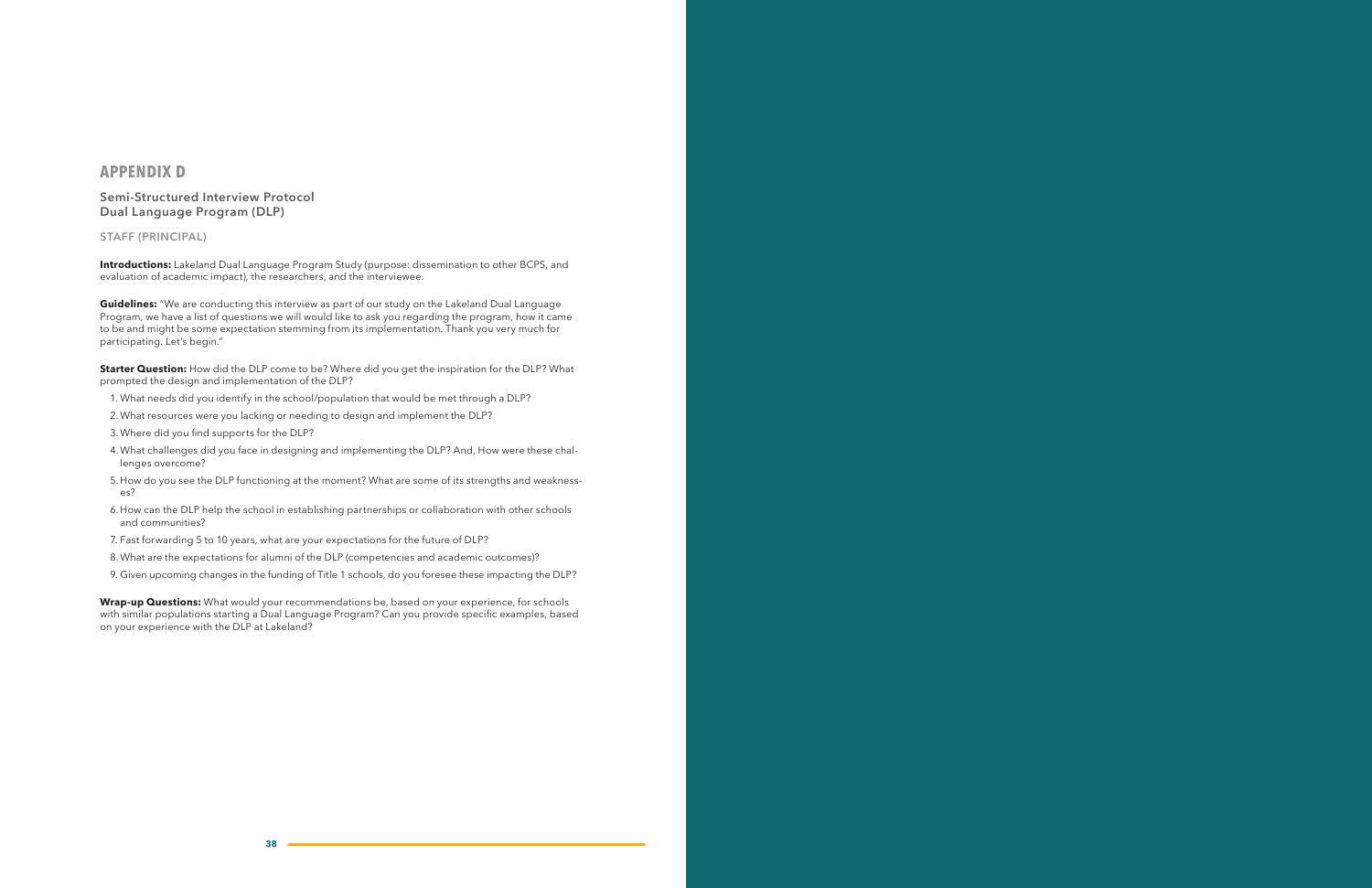# APPENDIX D

## Semi-Structured Interview Protocol
## Dual Language Program (DLP)

### STAFF (PRINCIPAL)

**Introductions:** Lakeland Dual Language Program Study (purpose: dissemination to other BCPS, and evaluation of academic impact), the researchers, and the interviewee.

**Guidelines:** "We are conducting this interview as part of our study on the Lakeland Dual Language Program, we have a list of questions we will would like to ask you regarding the program, how it came to be and might be some expectation stemming from its implementation. Thank you very much for participating. Let's begin."

**Starter Question:** How did the DLP come to be? Where did you get the inspiration for the DLP? What prompted the design and implementation of the DLP?

1. What needs did you identify in the school/population that would be met through a DLP?
2. What resources were you lacking or needing to design and implement the DLP?
3. Where did you find supports for the DLP?
4. What challenges did you face in designing and implementing the DLP? And, How were these challenges overcome?
5. How do you see the DLP functioning at the moment? What are some of its strengths and weaknesses?
6. How can the DLP help the school in establishing partnerships or collaboration with other schools and communities?
7. Fast forwarding 5 to 10 years, what are your expectations for the future of DLP?
8. What are the expectations for alumni of the DLP (competencies and academic outcomes)?
9. Given upcoming changes in the funding of Title 1 schools, do you foresee these impacting the DLP?

**Wrap-up Questions:** What would your recommendations be, based on your experience, for schools with similar populations starting a Dual Language Program? Can you provide specific examples, based on your experience with the DLP at Lakeland?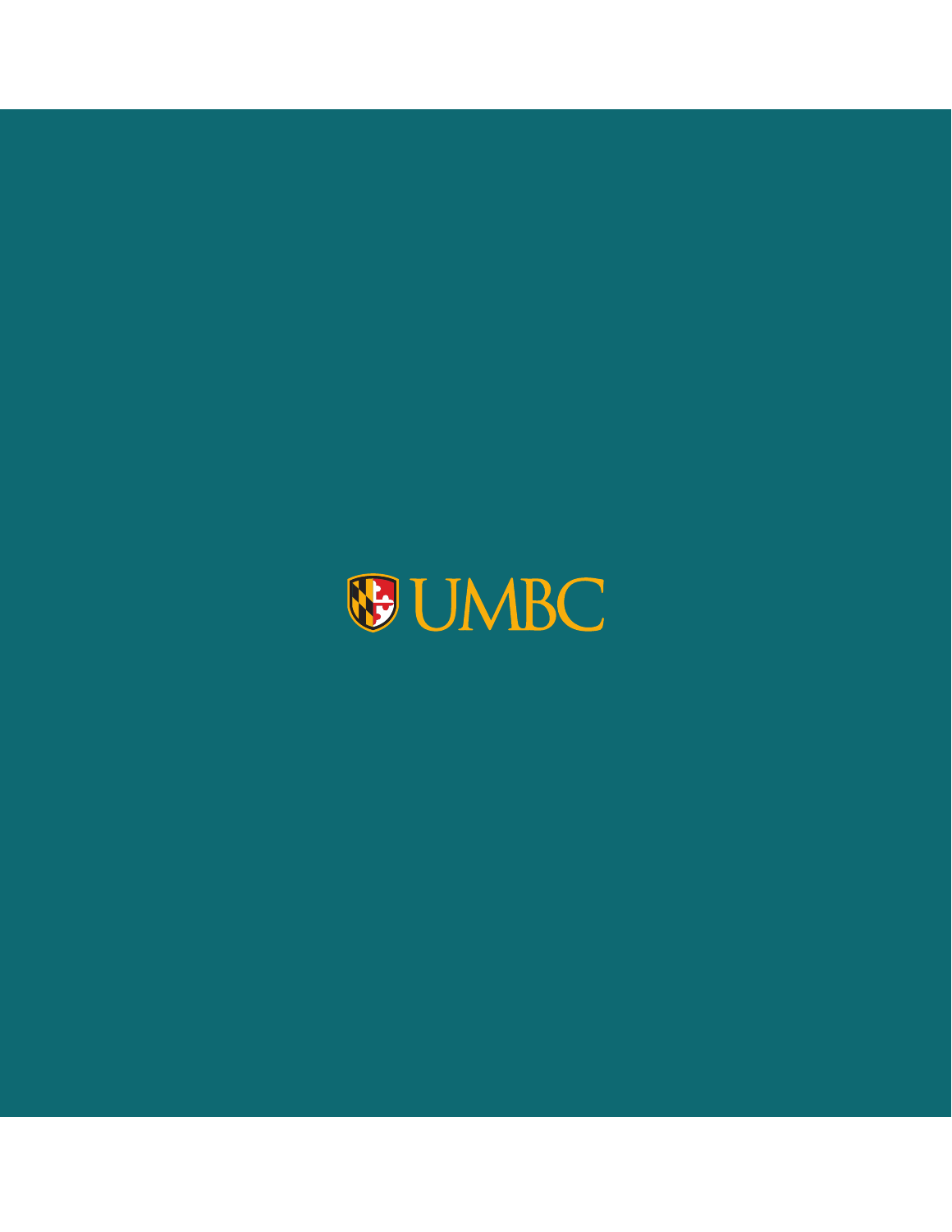UMBC